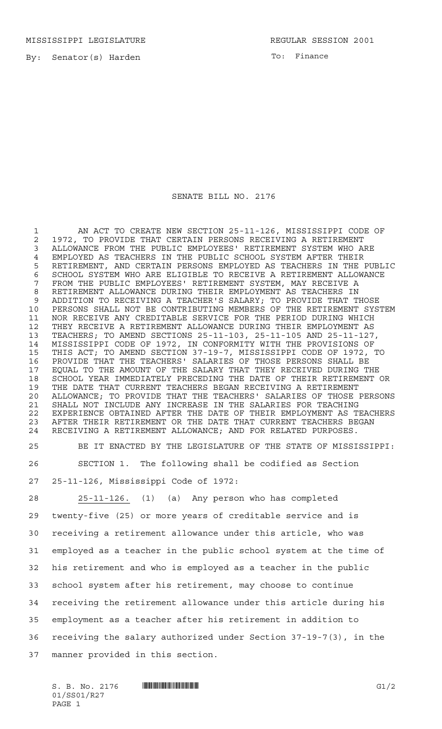MISSISSIPPI LEGISLATURE REGULAR SESSION 2001

By: Senator(s) Harden

To: Finance

# SENATE BILL NO. 2176

AN ACT TO CREATE NEW SECTION 25-11-126, MISSISSIPPI CODE OF 1972, TO PROVIDE THAT CERTAIN PERSONS RECEIVING A RETIREMENT ALLOWANCE FROM THE PUBLIC EMPLOYEES' RETIREMENT SYSTEM WHO ARE EMPLOYED AS TEACHERS IN THE PUBLIC SCHOOL SYSTEM AFTER THEIR RETIREMENT, AND CERTAIN PERSONS EMPLOYED AS TEACHERS IN THE PUBLIC SCHOOL SYSTEM WHO ARE ELIGIBLE TO RECEIVE A RETIREMENT ALLOWANCE FROM THE PUBLIC EMPLOYEES' RETIREMENT SYSTEM, MAY RECEIVE A RETIREMENT ALLOWANCE DURING THEIR EMPLOYMENT AS TEACHERS IN ADDITION TO RECEIVING A TEACHER'S SALARY; TO PROVIDE THAT THOSE PERSONS SHALL NOT BE CONTRIBUTING MEMBERS OF THE RETIREMENT SYSTEM NOR RECEIVE ANY CREDITABLE SERVICE FOR THE PERIOD DURING WHICH THEY RECEIVE A RETIREMENT ALLOWANCE DURING THEIR EMPLOYMENT AS TEACHERS; TO AMEND SECTIONS 25-11-103, 25-11-105 AND 25-11-127, MISSISSIPPI CODE OF 1972, IN CONFORMITY WITH THE PROVISIONS OF THIS ACT; TO AMEND SECTION 37-19-7, MISSISSIPPI CODE OF 1972, TO PROVIDE THAT THE TEACHERS' SALARIES OF THOSE PERSONS SHALL BE EQUAL TO THE AMOUNT OF THE SALARY THAT THEY RECEIVED DURING THE SCHOOL YEAR IMMEDIATELY PRECEDING THE DATE OF THEIR RETIREMENT OR THE DATE THAT CURRENT TEACHERS BEGAN RECEIVING A RETIREMENT ALLOWANCE; TO PROVIDE THAT THE TEACHERS' SALARIES OF THOSE PERSONS SHALL NOT INCLUDE ANY INCREASE IN THE SALARIES FOR TEACHING EXPERIENCE OBTAINED AFTER THE DATE OF THEIR EMPLOYMENT AS TEACHERS AFTER THEIR RETIREMENT OR THE DATE THAT CURRENT TEACHERS BEGAN RECEIVING A RETIREMENT ALLOWANCE; AND FOR RELATED PURPOSES.

BE IT ENACTED BY THE LEGISLATURE OF THE STATE OF MISSISSIPPI:

SECTION 1. The following shall be codified as Section 25-11-126, Mississippi Code of 1972:

25-11-126. (1) (a) Any person who has completed twenty-five (25) or more years of creditable service and is receiving a retirement allowance under this article, who was employed as a teacher in the public school system at the time of his retirement and who is employed as a teacher in the public school system after his retirement, may choose to continue receiving the retirement allowance under this article during his employment as a teacher after his retirement in addition to receiving the salary authorized under Section 37-19-7(3), in the manner provided in this section.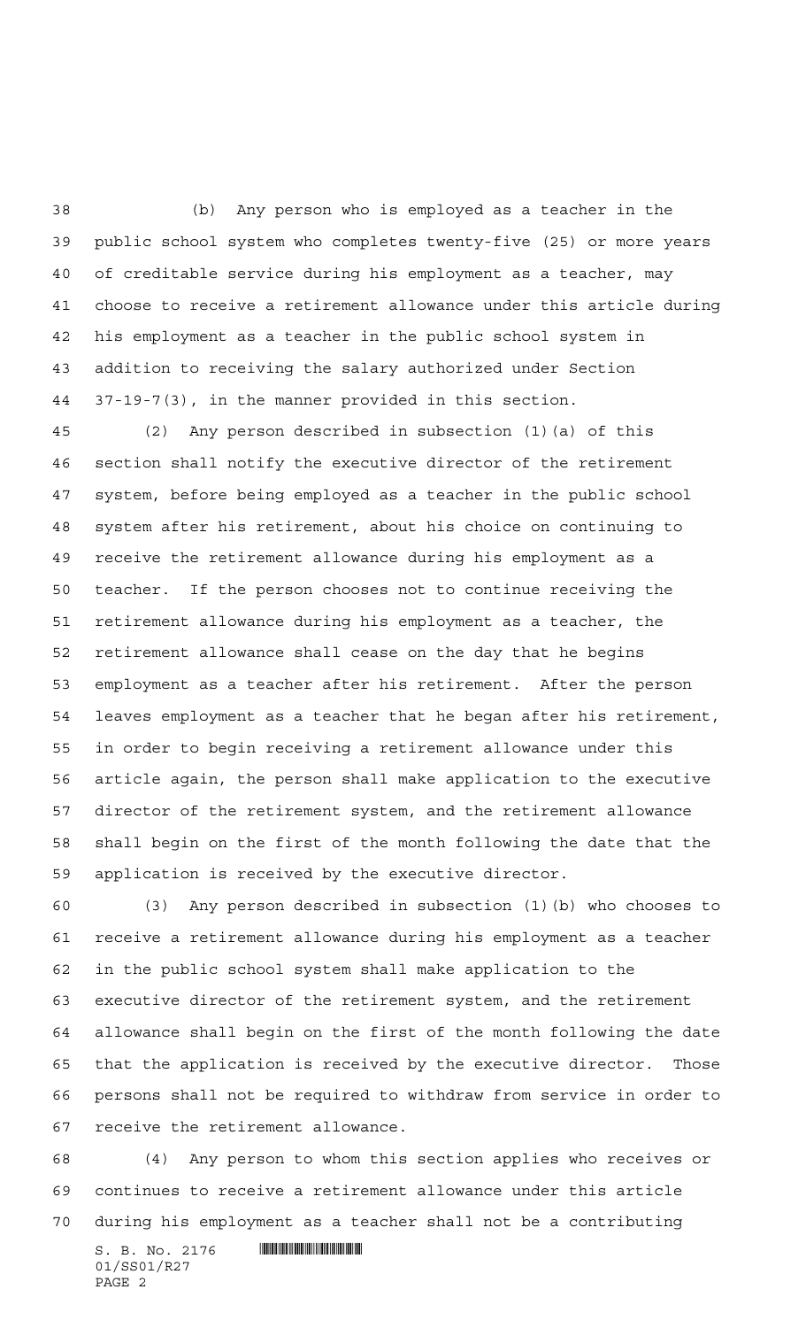(b) Any person who is employed as a teacher in the public school system who completes twenty-five (25) or more years of creditable service during his employment as a teacher, may choose to receive a retirement allowance under this article during his employment as a teacher in the public school system in addition to receiving the salary authorized under Section 37-19-7(3), in the manner provided in this section.

(2) Any person described in subsection (1)(a) of this section shall notify the executive director of the retirement system, before being employed as a teacher in the public school system after his retirement, about his choice on continuing to receive the retirement allowance during his employment as a teacher. If the person chooses not to continue receiving the retirement allowance during his employment as a teacher, the retirement allowance shall cease on the day that he begins employment as a teacher after his retirement. After the person leaves employment as a teacher that he began after his retirement, in order to begin receiving a retirement allowance under this article again, the person shall make application to the executive director of the retirement system, and the retirement allowance shall begin on the first of the month following the date that the application is received by the executive director.

(3) Any person described in subsection (1)(b) who chooses to receive a retirement allowance during his employment as a teacher in the public school system shall make application to the executive director of the retirement system, and the retirement allowance shall begin on the first of the month following the date that the application is received by the executive director. Those persons shall not be required to withdraw from service in order to receive the retirement allowance.

(4) Any person to whom this section applies who receives or continues to receive a retirement allowance under this article during his employment as a teacher shall not be a contributing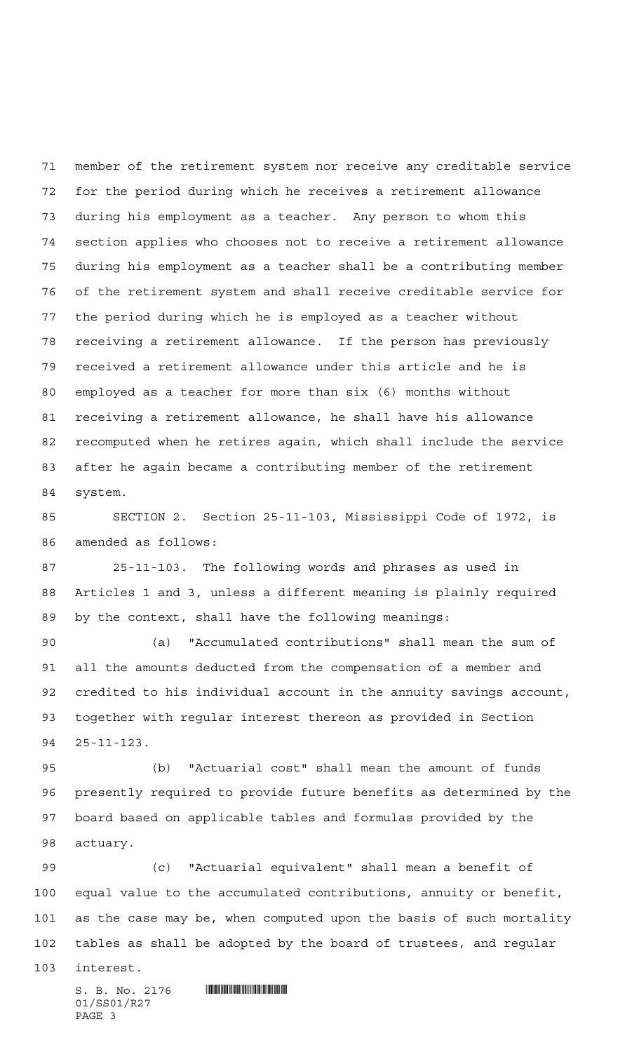member of the retirement system nor receive any creditable service for the period during which he receives a retirement allowance during his employment as a teacher. Any person to whom this section applies who chooses not to receive a retirement allowance during his employment as a teacher shall be a contributing member of the retirement system and shall receive creditable service for the period during which he is employed as a teacher without receiving a retirement allowance. If the person has previously received a retirement allowance under this article and he is employed as a teacher for more than six (6) months without receiving a retirement allowance, he shall have his allowance recomputed when he retires again, which shall include the service after he again became a contributing member of the retirement system.

SECTION 2. Section 25-11-103, Mississippi Code of 1972, is amended as follows:

25-11-103. The following words and phrases as used in Articles 1 and 3, unless a different meaning is plainly required by the context, shall have the following meanings:

(a) "Accumulated contributions" shall mean the sum of all the amounts deducted from the compensation of a member and credited to his individual account in the annuity savings account, together with regular interest thereon as provided in Section 25-11-123.

(b) "Actuarial cost" shall mean the amount of funds presently required to provide future benefits as determined by the board based on applicable tables and formulas provided by the actuary.

(c) "Actuarial equivalent" shall mean a benefit of equal value to the accumulated contributions, annuity or benefit, as the case may be, when computed upon the basis of such mortality tables as shall be adopted by the board of trustees, and regular interest.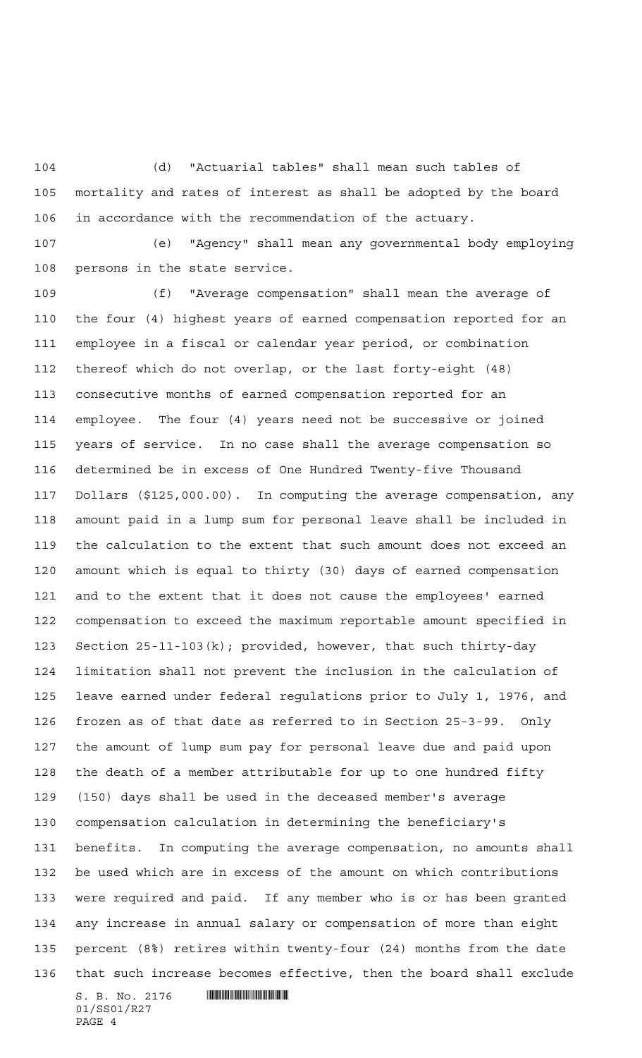(d) "Actuarial tables" shall mean such tables of mortality and rates of interest as shall be adopted by the board in accordance with the recommendation of the actuary.

(e) "Agency" shall mean any governmental body employing persons in the state service.

(f) "Average compensation" shall mean the average of the four (4) highest years of earned compensation reported for an employee in a fiscal or calendar year period, or combination thereof which do not overlap, or the last forty-eight (48) consecutive months of earned compensation reported for an employee. The four (4) years need not be successive or joined years of service. In no case shall the average compensation so determined be in excess of One Hundred Twenty-five Thousand Dollars ($125,000.00). In computing the average compensation, any amount paid in a lump sum for personal leave shall be included in the calculation to the extent that such amount does not exceed an amount which is equal to thirty (30) days of earned compensation and to the extent that it does not cause the employees' earned compensation to exceed the maximum reportable amount specified in Section 25-11-103(k); provided, however, that such thirty-day limitation shall not prevent the inclusion in the calculation of leave earned under federal regulations prior to July 1, 1976, and frozen as of that date as referred to in Section 25-3-99. Only the amount of lump sum pay for personal leave due and paid upon the death of a member attributable for up to one hundred fifty (150) days shall be used in the deceased member's average compensation calculation in determining the beneficiary's benefits. In computing the average compensation, no amounts shall be used which are in excess of the amount on which contributions were required and paid. If any member who is or has been granted any increase in annual salary or compensation of more than eight percent (8%) retires within twenty-four (24) months from the date that such increase becomes effective, then the board shall exclude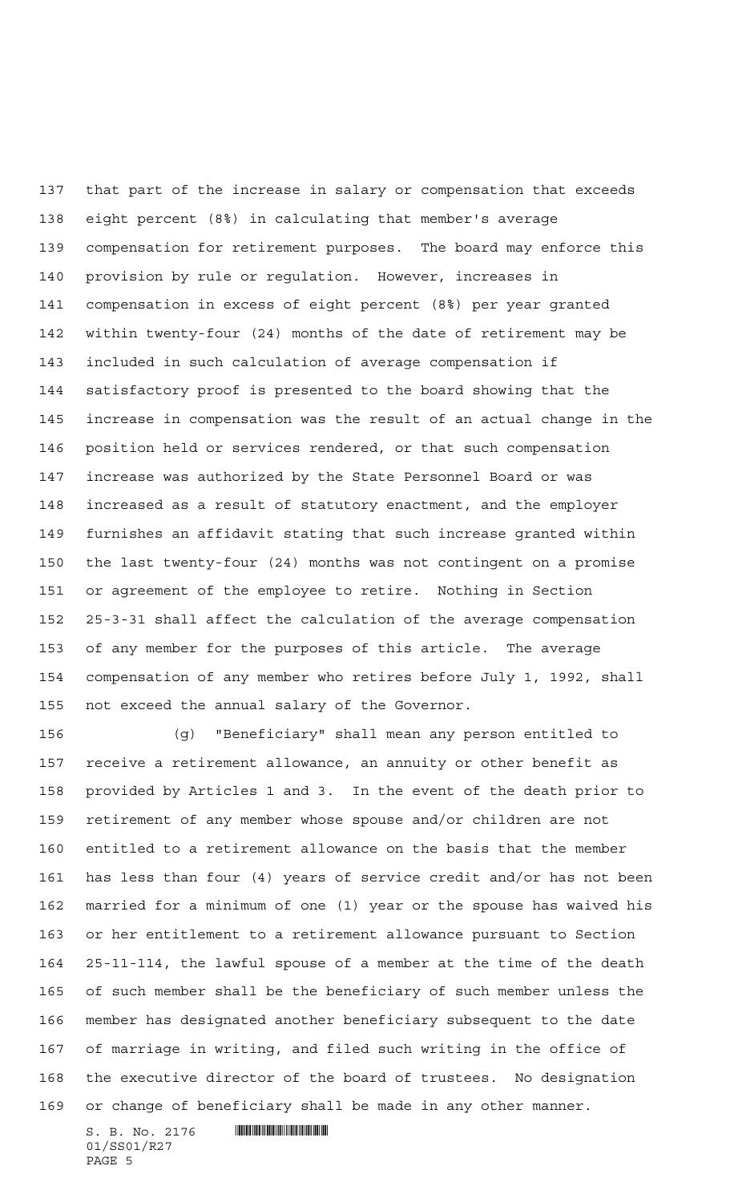that part of the increase in salary or compensation that exceeds eight percent (8%) in calculating that member's average compensation for retirement purposes. The board may enforce this provision by rule or regulation. However, increases in compensation in excess of eight percent (8%) per year granted within twenty-four (24) months of the date of retirement may be included in such calculation of average compensation if satisfactory proof is presented to the board showing that the increase in compensation was the result of an actual change in the position held or services rendered, or that such compensation increase was authorized by the State Personnel Board or was increased as a result of statutory enactment, and the employer furnishes an affidavit stating that such increase granted within the last twenty-four (24) months was not contingent on a promise or agreement of the employee to retire. Nothing in Section 25-3-31 shall affect the calculation of the average compensation of any member for the purposes of this article. The average compensation of any member who retires before July 1, 1992, shall not exceed the annual salary of the Governor.

(g) "Beneficiary" shall mean any person entitled to receive a retirement allowance, an annuity or other benefit as provided by Articles 1 and 3. In the event of the death prior to retirement of any member whose spouse and/or children are not entitled to a retirement allowance on the basis that the member has less than four (4) years of service credit and/or has not been married for a minimum of one (1) year or the spouse has waived his or her entitlement to a retirement allowance pursuant to Section 25-11-114, the lawful spouse of a member at the time of the death of such member shall be the beneficiary of such member unless the member has designated another beneficiary subsequent to the date of marriage in writing, and filed such writing in the office of the executive director of the board of trustees. No designation or change of beneficiary shall be made in any other manner.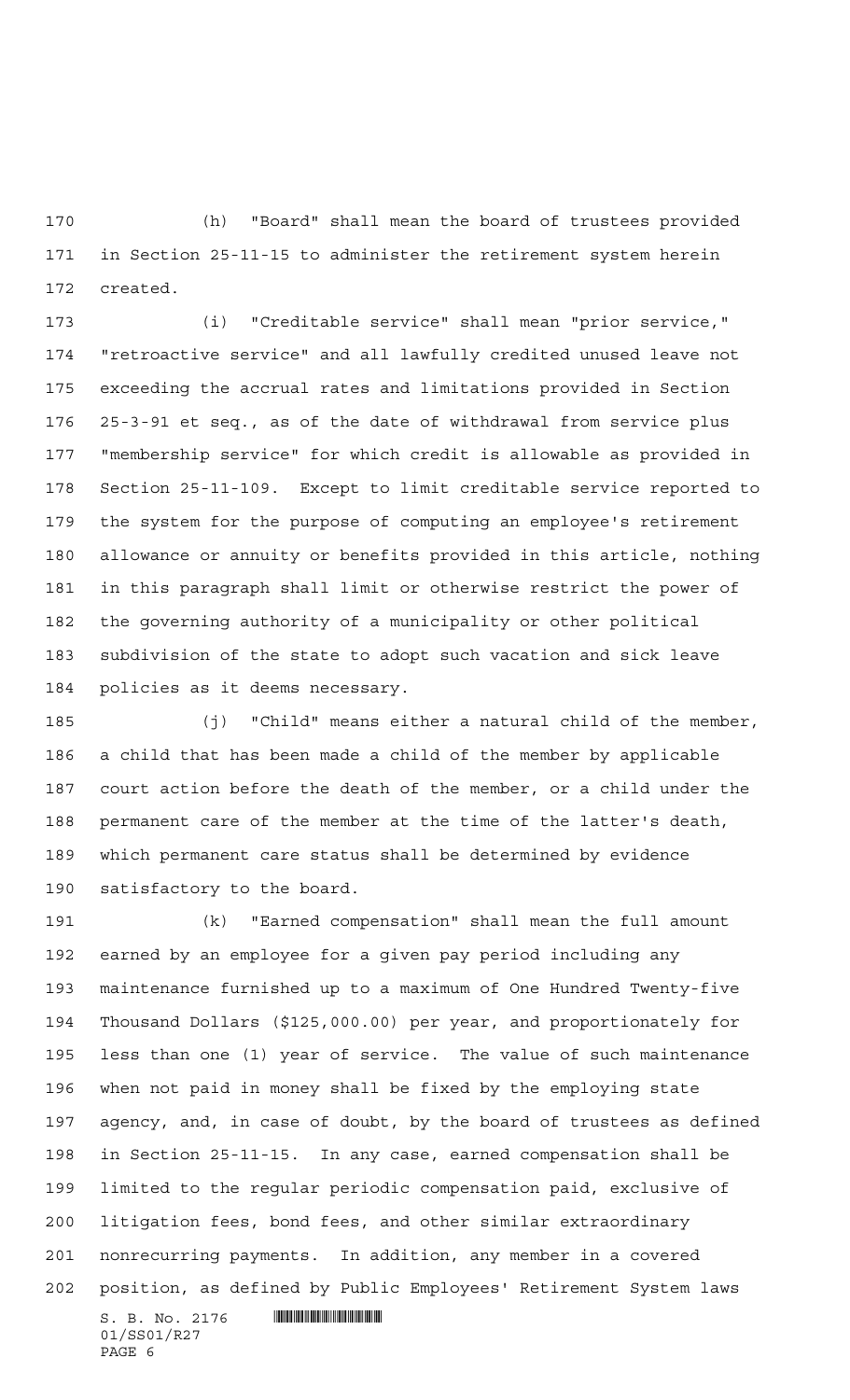(h) "Board" shall mean the board of trustees provided in Section 25-11-15 to administer the retirement system herein created.

(i) "Creditable service" shall mean "prior service," "retroactive service" and all lawfully credited unused leave not exceeding the accrual rates and limitations provided in Section 25-3-91 et seq., as of the date of withdrawal from service plus "membership service" for which credit is allowable as provided in Section 25-11-109. Except to limit creditable service reported to the system for the purpose of computing an employee's retirement allowance or annuity or benefits provided in this article, nothing in this paragraph shall limit or otherwise restrict the power of the governing authority of a municipality or other political subdivision of the state to adopt such vacation and sick leave policies as it deems necessary.

(j) "Child" means either a natural child of the member, a child that has been made a child of the member by applicable court action before the death of the member, or a child under the permanent care of the member at the time of the latter's death, which permanent care status shall be determined by evidence satisfactory to the board.

(k) "Earned compensation" shall mean the full amount earned by an employee for a given pay period including any maintenance furnished up to a maximum of One Hundred Twenty-five Thousand Dollars ($125,000.00) per year, and proportionately for less than one (1) year of service. The value of such maintenance when not paid in money shall be fixed by the employing state agency, and, in case of doubt, by the board of trustees as defined in Section 25-11-15. In any case, earned compensation shall be limited to the regular periodic compensation paid, exclusive of litigation fees, bond fees, and other similar extraordinary nonrecurring payments. In addition, any member in a covered position, as defined by Public Employees' Retirement System laws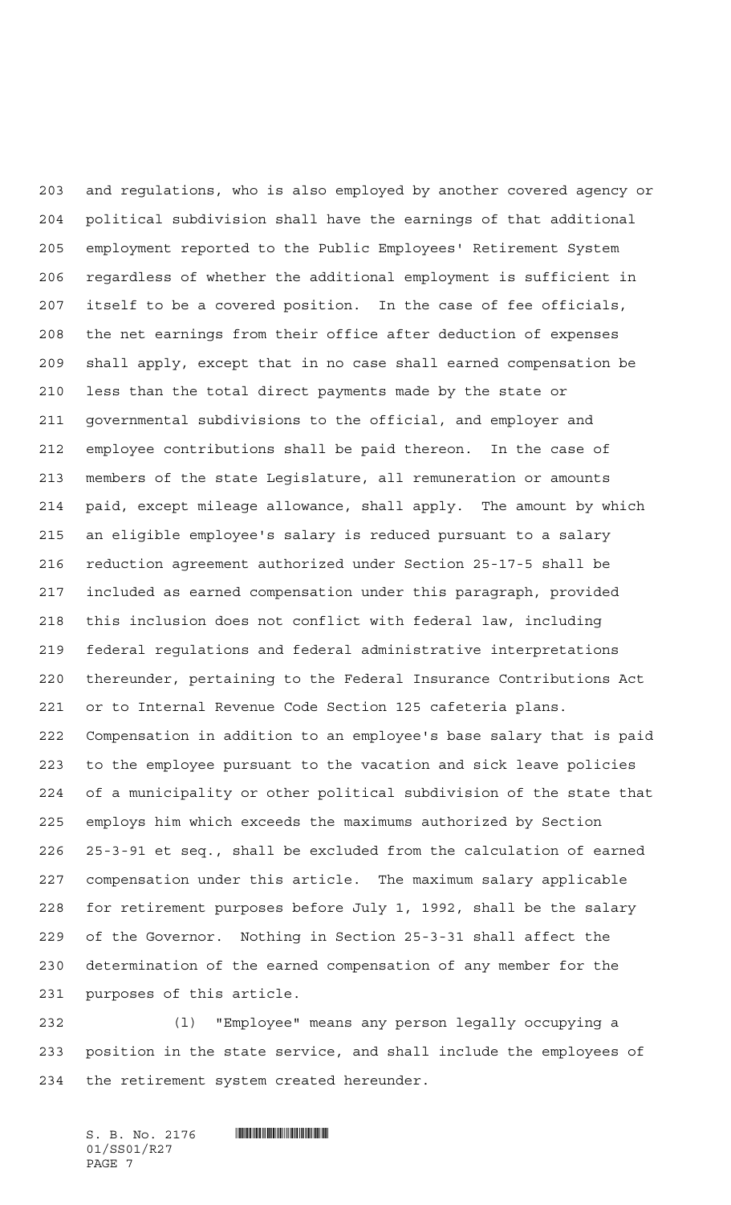and regulations, who is also employed by another covered agency or political subdivision shall have the earnings of that additional employment reported to the Public Employees' Retirement System regardless of whether the additional employment is sufficient in itself to be a covered position. In the case of fee officials, the net earnings from their office after deduction of expenses shall apply, except that in no case shall earned compensation be less than the total direct payments made by the state or governmental subdivisions to the official, and employer and employee contributions shall be paid thereon. In the case of members of the state Legislature, all remuneration or amounts paid, except mileage allowance, shall apply. The amount by which an eligible employee's salary is reduced pursuant to a salary reduction agreement authorized under Section 25-17-5 shall be included as earned compensation under this paragraph, provided this inclusion does not conflict with federal law, including federal regulations and federal administrative interpretations thereunder, pertaining to the Federal Insurance Contributions Act or to Internal Revenue Code Section 125 cafeteria plans. Compensation in addition to an employee's base salary that is paid to the employee pursuant to the vacation and sick leave policies of a municipality or other political subdivision of the state that employs him which exceeds the maximums authorized by Section 25-3-91 et seq., shall be excluded from the calculation of earned compensation under this article. The maximum salary applicable for retirement purposes before July 1, 1992, shall be the salary of the Governor. Nothing in Section 25-3-31 shall affect the determination of the earned compensation of any member for the purposes of this article.

(l) "Employee" means any person legally occupying a position in the state service, and shall include the employees of the retirement system created hereunder.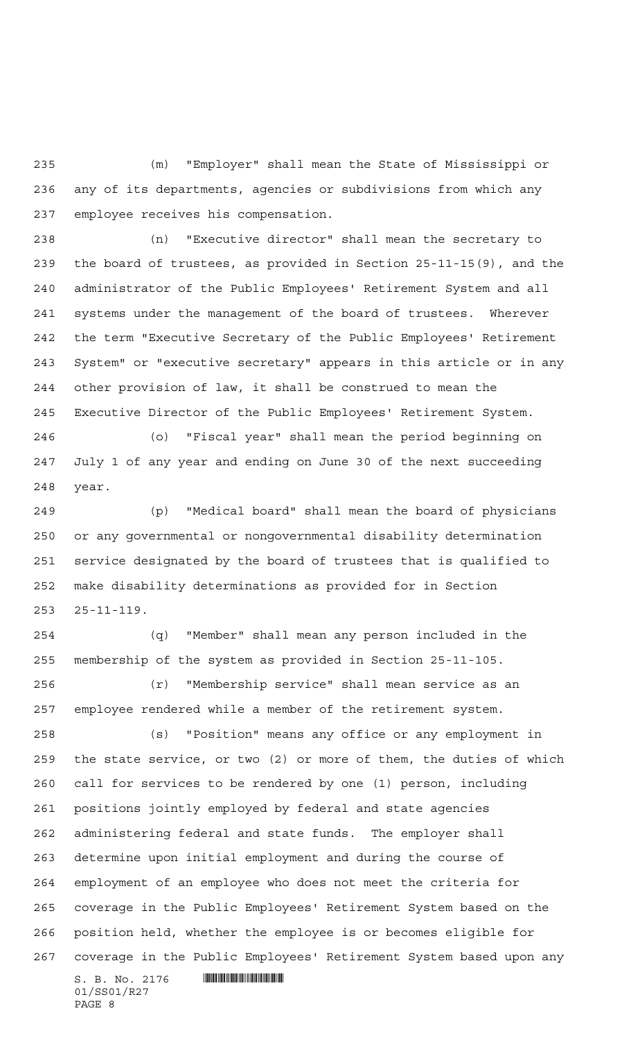(m) "Employer" shall mean the State of Mississippi or any of its departments, agencies or subdivisions from which any employee receives his compensation.

(n) "Executive director" shall mean the secretary to the board of trustees, as provided in Section 25-11-15(9), and the administrator of the Public Employees' Retirement System and all systems under the management of the board of trustees. Wherever the term "Executive Secretary of the Public Employees' Retirement System" or "executive secretary" appears in this article or in any other provision of law, it shall be construed to mean the Executive Director of the Public Employees' Retirement System.

(o) "Fiscal year" shall mean the period beginning on July 1 of any year and ending on June 30 of the next succeeding year.

(p) "Medical board" shall mean the board of physicians or any governmental or nongovernmental disability determination service designated by the board of trustees that is qualified to make disability determinations as provided for in Section 25-11-119.

(q) "Member" shall mean any person included in the membership of the system as provided in Section 25-11-105.

(r) "Membership service" shall mean service as an employee rendered while a member of the retirement system.

(s) "Position" means any office or any employment in the state service, or two (2) or more of them, the duties of which call for services to be rendered by one (1) person, including positions jointly employed by federal and state agencies administering federal and state funds. The employer shall determine upon initial employment and during the course of employment of an employee who does not meet the criteria for coverage in the Public Employees' Retirement System based on the position held, whether the employee is or becomes eligible for coverage in the Public Employees' Retirement System based upon any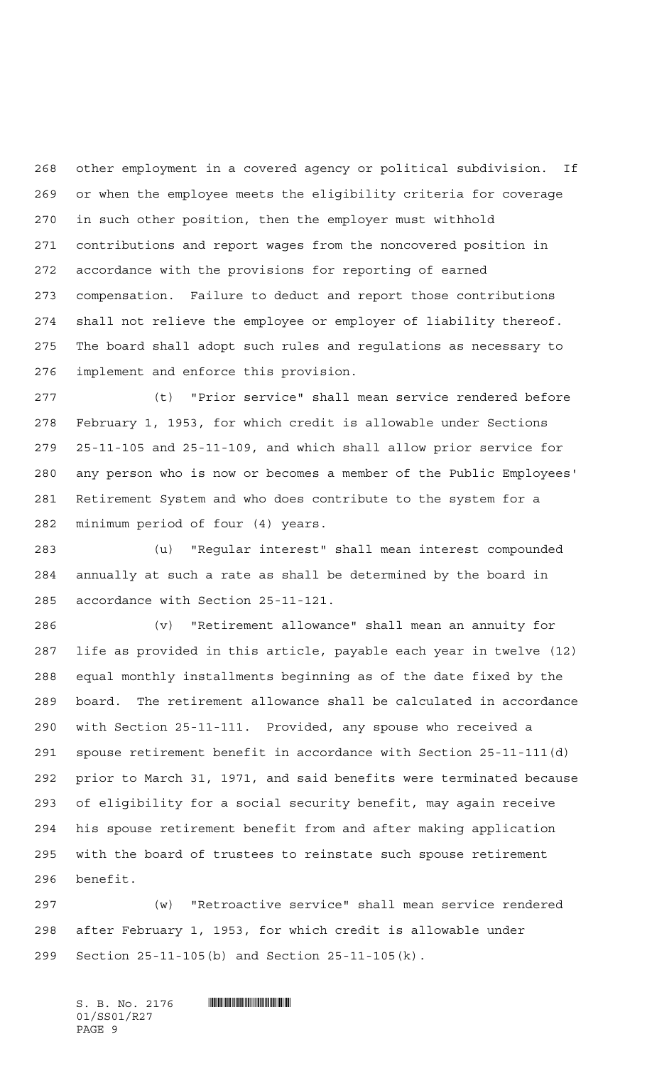other employment in a covered agency or political subdivision. If or when the employee meets the eligibility criteria for coverage in such other position, then the employer must withhold contributions and report wages from the noncovered position in accordance with the provisions for reporting of earned compensation. Failure to deduct and report those contributions shall not relieve the employee or employer of liability thereof. The board shall adopt such rules and regulations as necessary to implement and enforce this provision.

(t) "Prior service" shall mean service rendered before February 1, 1953, for which credit is allowable under Sections 25-11-105 and 25-11-109, and which shall allow prior service for any person who is now or becomes a member of the Public Employees' Retirement System and who does contribute to the system for a minimum period of four (4) years.

(u) "Regular interest" shall mean interest compounded annually at such a rate as shall be determined by the board in accordance with Section 25-11-121.

(v) "Retirement allowance" shall mean an annuity for life as provided in this article, payable each year in twelve (12) equal monthly installments beginning as of the date fixed by the board. The retirement allowance shall be calculated in accordance with Section 25-11-111. Provided, any spouse who received a spouse retirement benefit in accordance with Section 25-11-111(d) prior to March 31, 1971, and said benefits were terminated because of eligibility for a social security benefit, may again receive his spouse retirement benefit from and after making application with the board of trustees to reinstate such spouse retirement benefit.

(w) "Retroactive service" shall mean service rendered after February 1, 1953, for which credit is allowable under Section 25-11-105(b) and Section 25-11-105(k).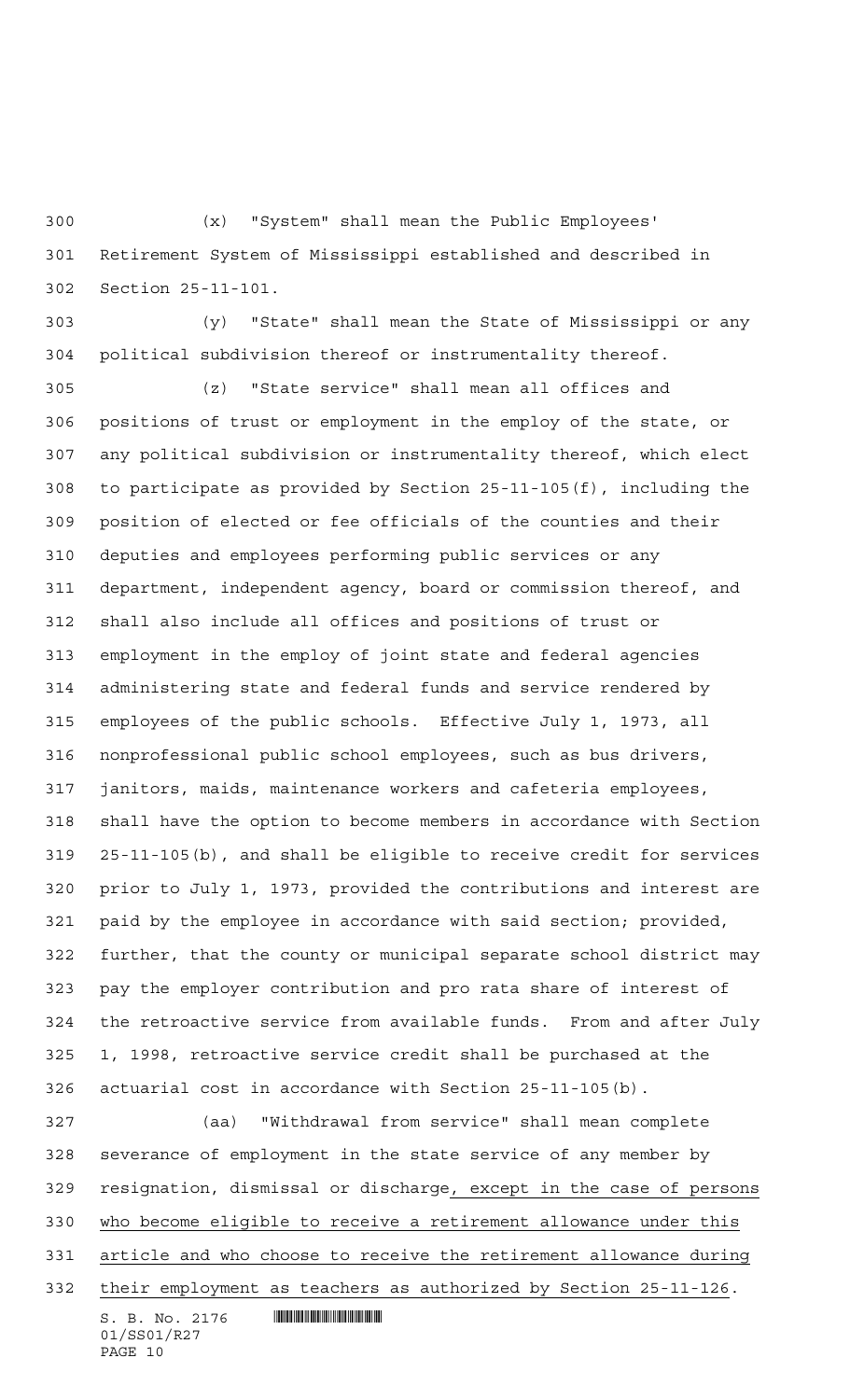(x) "System" shall mean the Public Employees' Retirement System of Mississippi established and described in Section 25-11-101.

(y) "State" shall mean the State of Mississippi or any political subdivision thereof or instrumentality thereof.

(z) "State service" shall mean all offices and positions of trust or employment in the employ of the state, or any political subdivision or instrumentality thereof, which elect to participate as provided by Section 25-11-105(f), including the position of elected or fee officials of the counties and their deputies and employees performing public services or any department, independent agency, board or commission thereof, and shall also include all offices and positions of trust or employment in the employ of joint state and federal agencies administering state and federal funds and service rendered by employees of the public schools. Effective July 1, 1973, all nonprofessional public school employees, such as bus drivers, janitors, maids, maintenance workers and cafeteria employees, shall have the option to become members in accordance with Section 25-11-105(b), and shall be eligible to receive credit for services prior to July 1, 1973, provided the contributions and interest are paid by the employee in accordance with said section; provided, further, that the county or municipal separate school district may pay the employer contribution and pro rata share of interest of the retroactive service from available funds. From and after July 1, 1998, retroactive service credit shall be purchased at the actuarial cost in accordance with Section 25-11-105(b).

(aa) "Withdrawal from service" shall mean complete severance of employment in the state service of any member by resignation, dismissal or discharge, except in the case of persons who become eligible to receive a retirement allowance under this article and who choose to receive the retirement allowance during their employment as teachers as authorized by Section 25-11-126.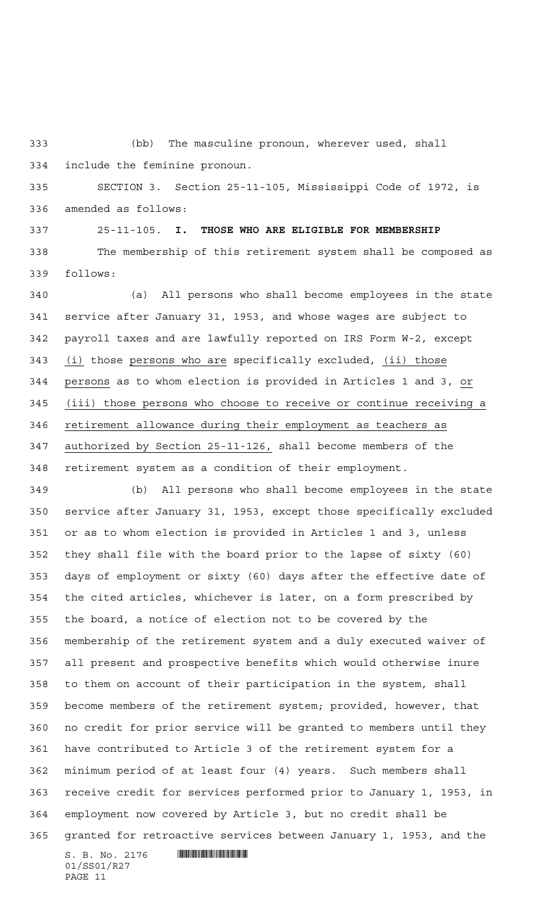(bb) The masculine pronoun, wherever used, shall include the feminine pronoun.

SECTION 3. Section 25-11-105, Mississippi Code of 1972, is amended as follows:

25-11-105. **I. THOSE WHO ARE ELIGIBLE FOR MEMBERSHIP**

The membership of this retirement system shall be composed as follows:

(a) All persons who shall become employees in the state service after January 31, 1953, and whose wages are subject to payroll taxes and are lawfully reported on IRS Form W-2, except (i) those persons who are specifically excluded, (ii) those persons as to whom election is provided in Articles 1 and 3, or (iii) those persons who choose to receive or continue receiving a retirement allowance during their employment as teachers as authorized by Section 25-11-126, shall become members of the retirement system as a condition of their employment.

(b) All persons who shall become employees in the state service after January 31, 1953, except those specifically excluded or as to whom election is provided in Articles 1 and 3, unless they shall file with the board prior to the lapse of sixty (60) days of employment or sixty (60) days after the effective date of the cited articles, whichever is later, on a form prescribed by the board, a notice of election not to be covered by the membership of the retirement system and a duly executed waiver of all present and prospective benefits which would otherwise inure to them on account of their participation in the system, shall become members of the retirement system; provided, however, that no credit for prior service will be granted to members until they have contributed to Article 3 of the retirement system for a minimum period of at least four (4) years. Such members shall receive credit for services performed prior to January 1, 1953, in employment now covered by Article 3, but no credit shall be granted for retroactive services between January 1, 1953, and the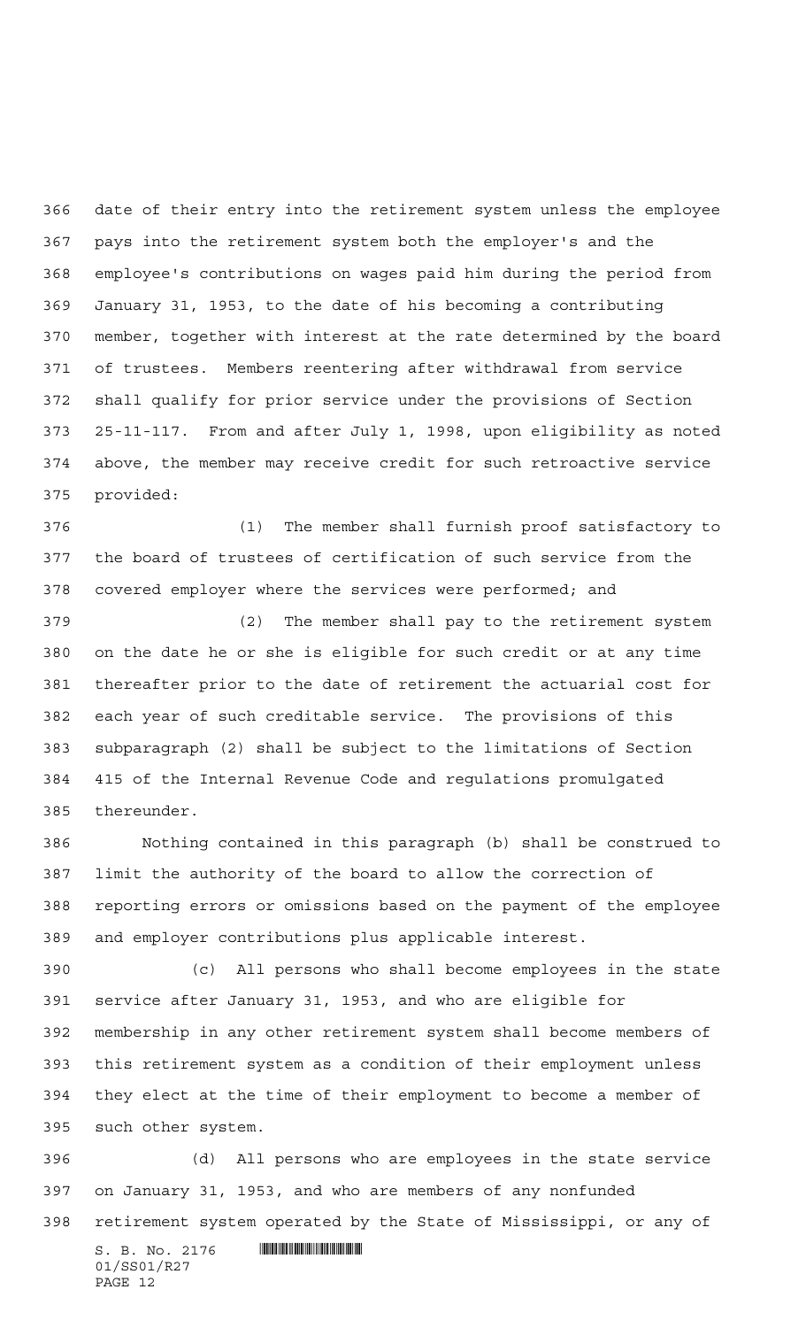date of their entry into the retirement system unless the employee pays into the retirement system both the employer's and the employee's contributions on wages paid him during the period from January 31, 1953, to the date of his becoming a contributing member, together with interest at the rate determined by the board of trustees. Members reentering after withdrawal from service shall qualify for prior service under the provisions of Section 25-11-117. From and after July 1, 1998, upon eligibility as noted above, the member may receive credit for such retroactive service provided:

(1) The member shall furnish proof satisfactory to the board of trustees of certification of such service from the covered employer where the services were performed; and

(2) The member shall pay to the retirement system on the date he or she is eligible for such credit or at any time thereafter prior to the date of retirement the actuarial cost for each year of such creditable service. The provisions of this subparagraph (2) shall be subject to the limitations of Section 415 of the Internal Revenue Code and regulations promulgated thereunder.

Nothing contained in this paragraph (b) shall be construed to limit the authority of the board to allow the correction of reporting errors or omissions based on the payment of the employee and employer contributions plus applicable interest.

(c) All persons who shall become employees in the state service after January 31, 1953, and who are eligible for membership in any other retirement system shall become members of this retirement system as a condition of their employment unless they elect at the time of their employment to become a member of such other system.

(d) All persons who are employees in the state service on January 31, 1953, and who are members of any nonfunded retirement system operated by the State of Mississippi, or any of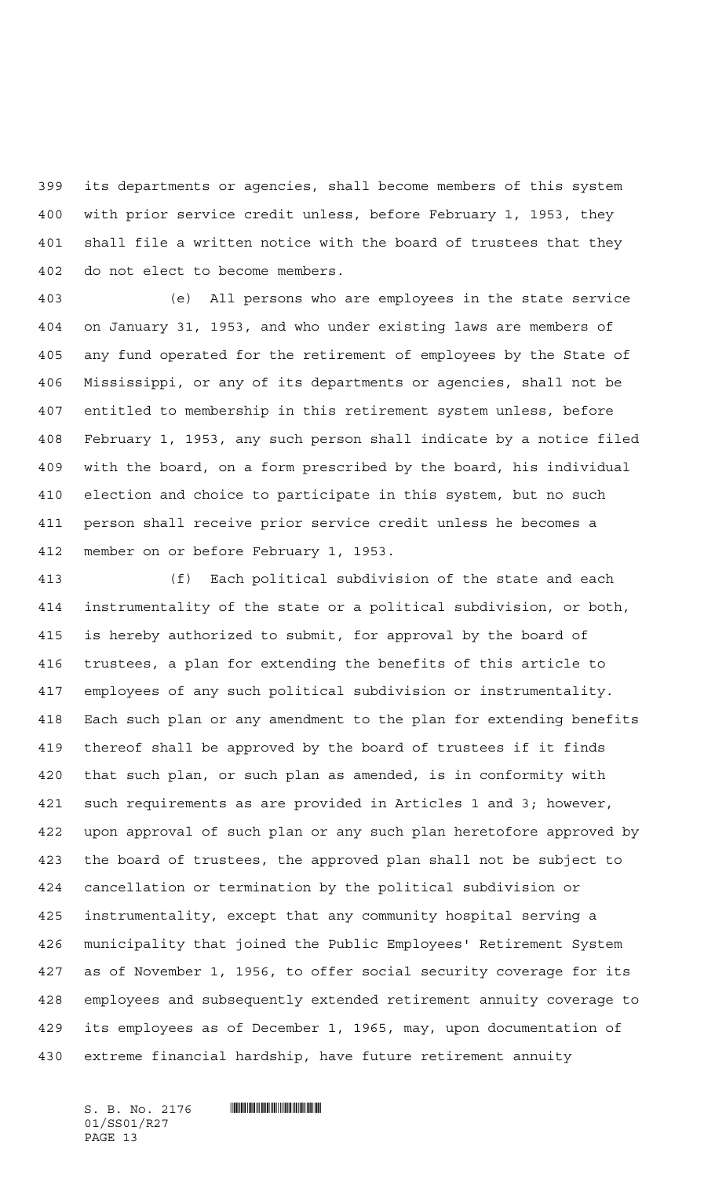its departments or agencies, shall become members of this system with prior service credit unless, before February 1, 1953, they shall file a written notice with the board of trustees that they do not elect to become members.

(e) All persons who are employees in the state service on January 31, 1953, and who under existing laws are members of any fund operated for the retirement of employees by the State of Mississippi, or any of its departments or agencies, shall not be entitled to membership in this retirement system unless, before February 1, 1953, any such person shall indicate by a notice filed with the board, on a form prescribed by the board, his individual election and choice to participate in this system, but no such person shall receive prior service credit unless he becomes a member on or before February 1, 1953.

(f) Each political subdivision of the state and each instrumentality of the state or a political subdivision, or both, is hereby authorized to submit, for approval by the board of trustees, a plan for extending the benefits of this article to employees of any such political subdivision or instrumentality. Each such plan or any amendment to the plan for extending benefits thereof shall be approved by the board of trustees if it finds that such plan, or such plan as amended, is in conformity with such requirements as are provided in Articles 1 and 3; however, upon approval of such plan or any such plan heretofore approved by the board of trustees, the approved plan shall not be subject to cancellation or termination by the political subdivision or instrumentality, except that any community hospital serving a municipality that joined the Public Employees' Retirement System as of November 1, 1956, to offer social security coverage for its employees and subsequently extended retirement annuity coverage to its employees as of December 1, 1965, may, upon documentation of extreme financial hardship, have future retirement annuity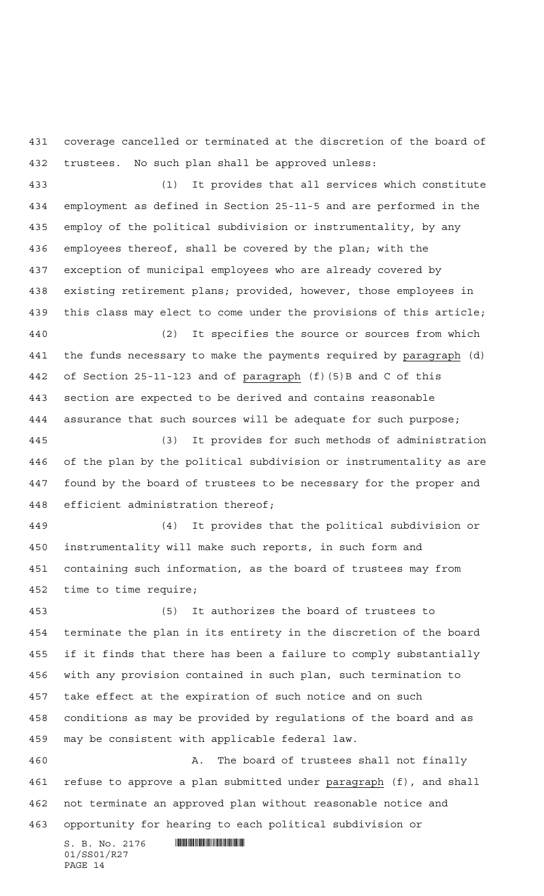coverage cancelled or terminated at the discretion of the board of trustees. No such plan shall be approved unless:

(1) It provides that all services which constitute employment as defined in Section 25-11-5 and are performed in the employ of the political subdivision or instrumentality, by any employees thereof, shall be covered by the plan; with the exception of municipal employees who are already covered by existing retirement plans; provided, however, those employees in this class may elect to come under the provisions of this article;

(2) It specifies the source or sources from which the funds necessary to make the payments required by paragraph (d) of Section 25-11-123 and of paragraph (f)(5)B and C of this section are expected to be derived and contains reasonable assurance that such sources will be adequate for such purpose;

(3) It provides for such methods of administration of the plan by the political subdivision or instrumentality as are found by the board of trustees to be necessary for the proper and efficient administration thereof;

(4) It provides that the political subdivision or instrumentality will make such reports, in such form and containing such information, as the board of trustees may from time to time require;

(5) It authorizes the board of trustees to terminate the plan in its entirety in the discretion of the board if it finds that there has been a failure to comply substantially with any provision contained in such plan, such termination to take effect at the expiration of such notice and on such conditions as may be provided by regulations of the board and as may be consistent with applicable federal law.

A. The board of trustees shall not finally refuse to approve a plan submitted under paragraph (f), and shall not terminate an approved plan without reasonable notice and opportunity for hearing to each political subdivision or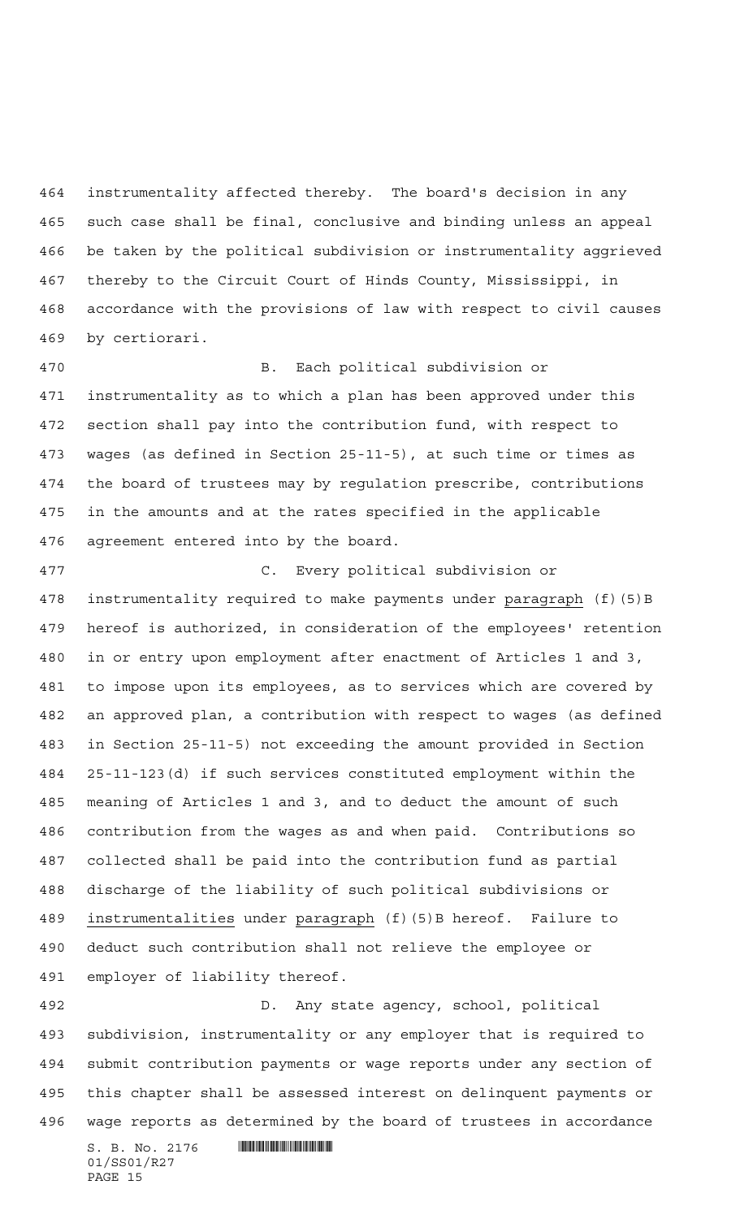instrumentality affected thereby. The board's decision in any such case shall be final, conclusive and binding unless an appeal be taken by the political subdivision or instrumentality aggrieved thereby to the Circuit Court of Hinds County, Mississippi, in accordance with the provisions of law with respect to civil causes by certiorari.

B. Each political subdivision or instrumentality as to which a plan has been approved under this section shall pay into the contribution fund, with respect to wages (as defined in Section 25-11-5), at such time or times as the board of trustees may by regulation prescribe, contributions in the amounts and at the rates specified in the applicable agreement entered into by the board.

C. Every political subdivision or instrumentality required to make payments under paragraph (f)(5)B hereof is authorized, in consideration of the employees' retention in or entry upon employment after enactment of Articles 1 and 3, to impose upon its employees, as to services which are covered by an approved plan, a contribution with respect to wages (as defined in Section 25-11-5) not exceeding the amount provided in Section 25-11-123(d) if such services constituted employment within the meaning of Articles 1 and 3, and to deduct the amount of such contribution from the wages as and when paid. Contributions so collected shall be paid into the contribution fund as partial discharge of the liability of such political subdivisions or instrumentalities under paragraph (f)(5)B hereof. Failure to deduct such contribution shall not relieve the employee or employer of liability thereof.

D. Any state agency, school, political subdivision, instrumentality or any employer that is required to submit contribution payments or wage reports under any section of this chapter shall be assessed interest on delinquent payments or wage reports as determined by the board of trustees in accordance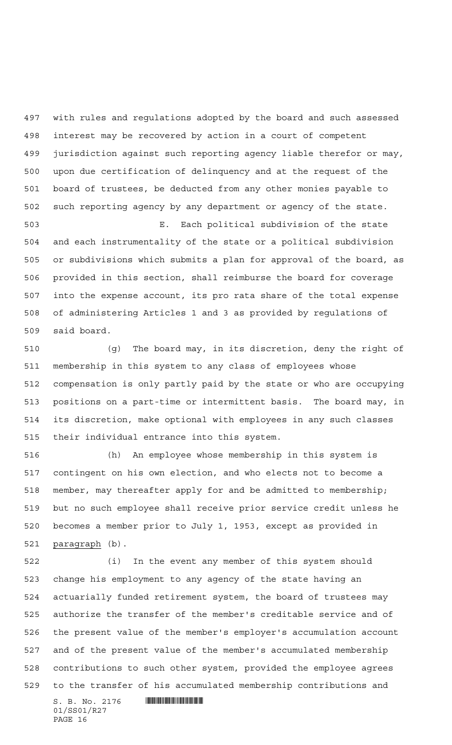with rules and regulations adopted by the board and such assessed interest may be recovered by action in a court of competent jurisdiction against such reporting agency liable therefor or may, upon due certification of delinquency and at the request of the board of trustees, be deducted from any other monies payable to such reporting agency by any department or agency of the state.

E. Each political subdivision of the state and each instrumentality of the state or a political subdivision or subdivisions which submits a plan for approval of the board, as provided in this section, shall reimburse the board for coverage into the expense account, its pro rata share of the total expense of administering Articles 1 and 3 as provided by regulations of said board.

(g) The board may, in its discretion, deny the right of membership in this system to any class of employees whose compensation is only partly paid by the state or who are occupying positions on a part-time or intermittent basis. The board may, in its discretion, make optional with employees in any such classes their individual entrance into this system.

(h) An employee whose membership in this system is contingent on his own election, and who elects not to become a member, may thereafter apply for and be admitted to membership; but no such employee shall receive prior service credit unless he becomes a member prior to July 1, 1953, except as provided in paragraph (b).

(i) In the event any member of this system should change his employment to any agency of the state having an actuarially funded retirement system, the board of trustees may authorize the transfer of the member's creditable service and of the present value of the member's employer's accumulation account and of the present value of the member's accumulated membership contributions to such other system, provided the employee agrees to the transfer of his accumulated membership contributions and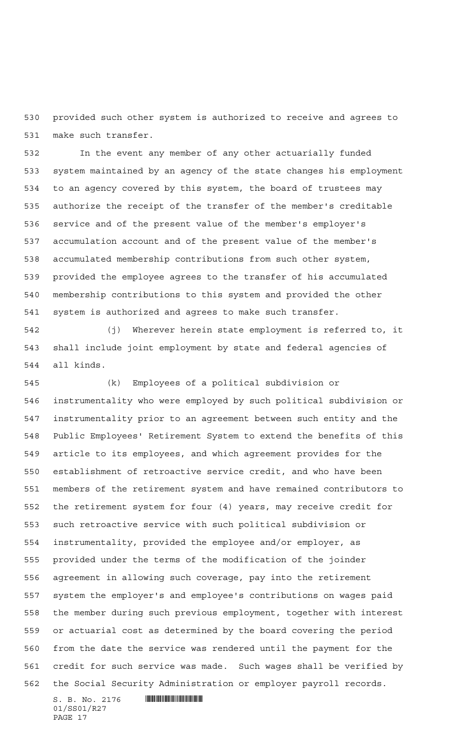provided such other system is authorized to receive and agrees to make such transfer.

In the event any member of any other actuarially funded system maintained by an agency of the state changes his employment to an agency covered by this system, the board of trustees may authorize the receipt of the transfer of the member's creditable service and of the present value of the member's employer's accumulation account and of the present value of the member's accumulated membership contributions from such other system, provided the employee agrees to the transfer of his accumulated membership contributions to this system and provided the other system is authorized and agrees to make such transfer.

(j) Wherever herein state employment is referred to, it shall include joint employment by state and federal agencies of all kinds.

(k) Employees of a political subdivision or instrumentality who were employed by such political subdivision or instrumentality prior to an agreement between such entity and the Public Employees' Retirement System to extend the benefits of this article to its employees, and which agreement provides for the establishment of retroactive service credit, and who have been members of the retirement system and have remained contributors to the retirement system for four (4) years, may receive credit for such retroactive service with such political subdivision or instrumentality, provided the employee and/or employer, as provided under the terms of the modification of the joinder agreement in allowing such coverage, pay into the retirement system the employer's and employee's contributions on wages paid the member during such previous employment, together with interest or actuarial cost as determined by the board covering the period from the date the service was rendered until the payment for the credit for such service was made. Such wages shall be verified by the Social Security Administration or employer payroll records.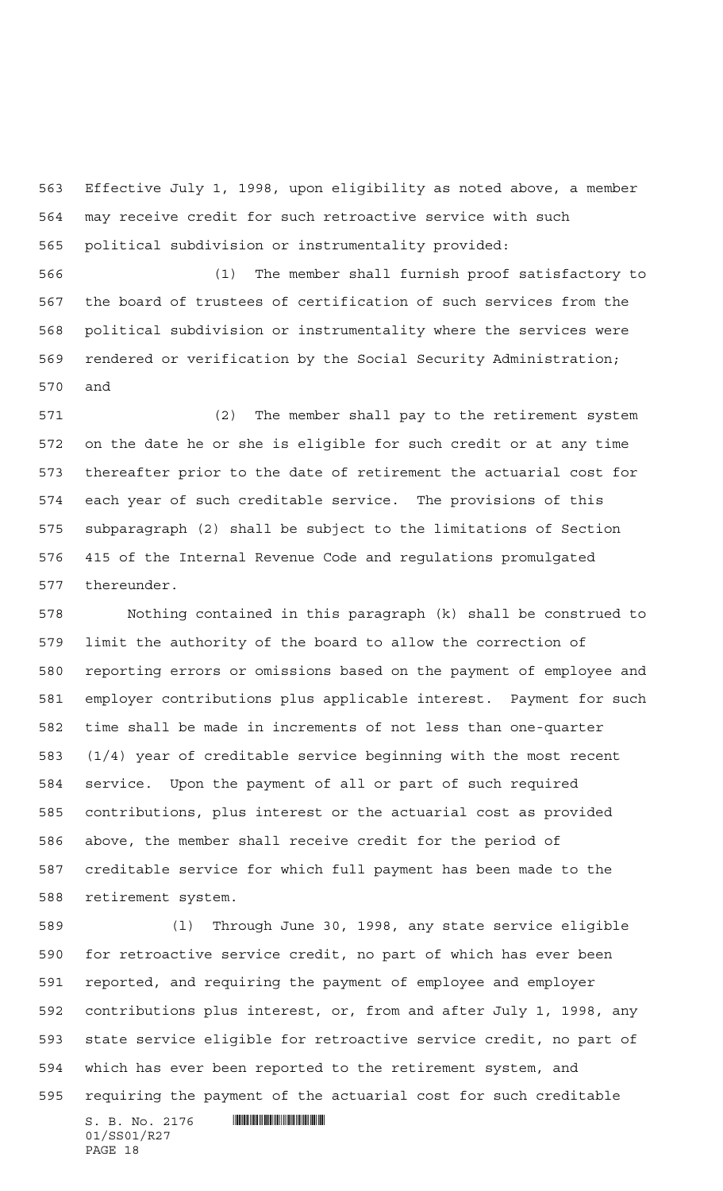Effective July 1, 1998, upon eligibility as noted above, a member may receive credit for such retroactive service with such political subdivision or instrumentality provided:

(1) The member shall furnish proof satisfactory to the board of trustees of certification of such services from the political subdivision or instrumentality where the services were rendered or verification by the Social Security Administration; and

(2) The member shall pay to the retirement system on the date he or she is eligible for such credit or at any time thereafter prior to the date of retirement the actuarial cost for each year of such creditable service. The provisions of this subparagraph (2) shall be subject to the limitations of Section 415 of the Internal Revenue Code and regulations promulgated thereunder.

Nothing contained in this paragraph (k) shall be construed to limit the authority of the board to allow the correction of reporting errors or omissions based on the payment of employee and employer contributions plus applicable interest. Payment for such time shall be made in increments of not less than one-quarter (1/4) year of creditable service beginning with the most recent service. Upon the payment of all or part of such required contributions, plus interest or the actuarial cost as provided above, the member shall receive credit for the period of creditable service for which full payment has been made to the retirement system.

(l) Through June 30, 1998, any state service eligible for retroactive service credit, no part of which has ever been reported, and requiring the payment of employee and employer contributions plus interest, or, from and after July 1, 1998, any state service eligible for retroactive service credit, no part of which has ever been reported to the retirement system, and requiring the payment of the actuarial cost for such creditable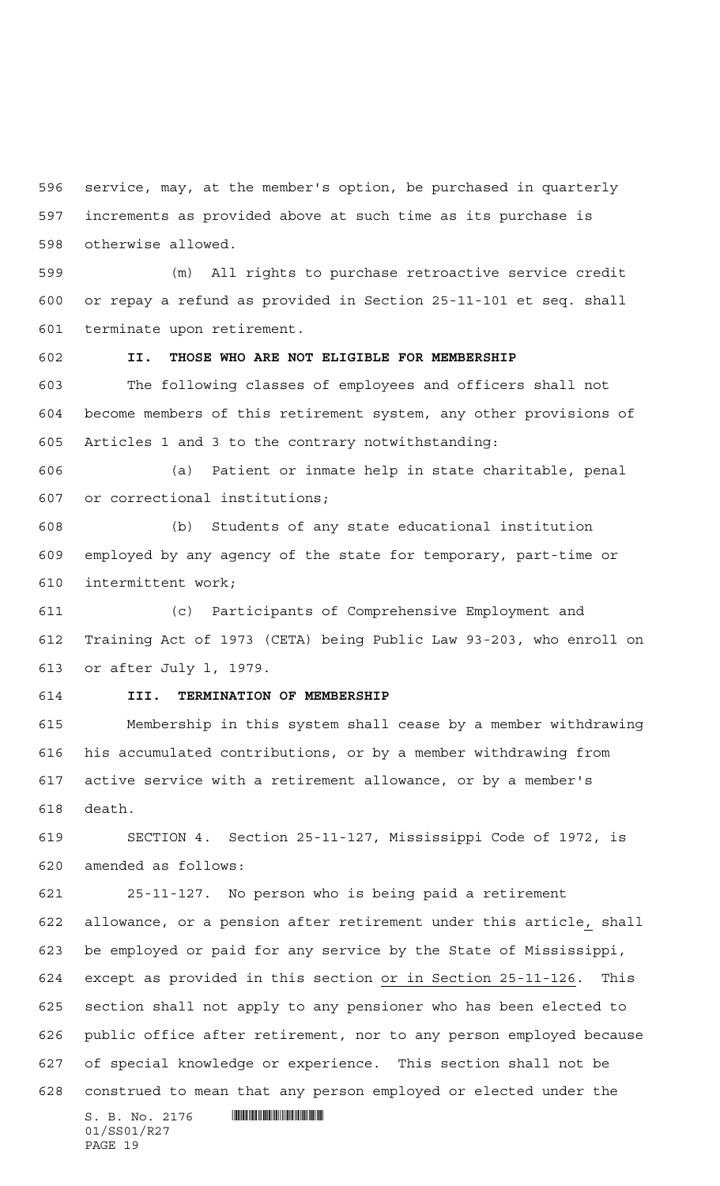service, may, at the member's option, be purchased in quarterly increments as provided above at such time as its purchase is otherwise allowed.

(m) All rights to purchase retroactive service credit or repay a refund as provided in Section 25-11-101 et seq. shall terminate upon retirement.

**II. THOSE WHO ARE NOT ELIGIBLE FOR MEMBERSHIP**

The following classes of employees and officers shall not become members of this retirement system, any other provisions of Articles 1 and 3 to the contrary notwithstanding:

(a) Patient or inmate help in state charitable, penal or correctional institutions;

(b) Students of any state educational institution employed by any agency of the state for temporary, part-time or intermittent work;

(c) Participants of Comprehensive Employment and Training Act of 1973 (CETA) being Public Law 93-203, who enroll on or after July 1, 1979.

**III. TERMINATION OF MEMBERSHIP**

Membership in this system shall cease by a member withdrawing his accumulated contributions, or by a member withdrawing from active service with a retirement allowance, or by a member's death.

SECTION 4. Section 25-11-127, Mississippi Code of 1972, is amended as follows:

25-11-127. No person who is being paid a retirement allowance, or a pension after retirement under this article, shall be employed or paid for any service by the State of Mississippi, except as provided in this section or in Section 25-11-126. This section shall not apply to any pensioner who has been elected to public office after retirement, nor to any person employed because of special knowledge or experience. This section shall not be construed to mean that any person employed or elected under the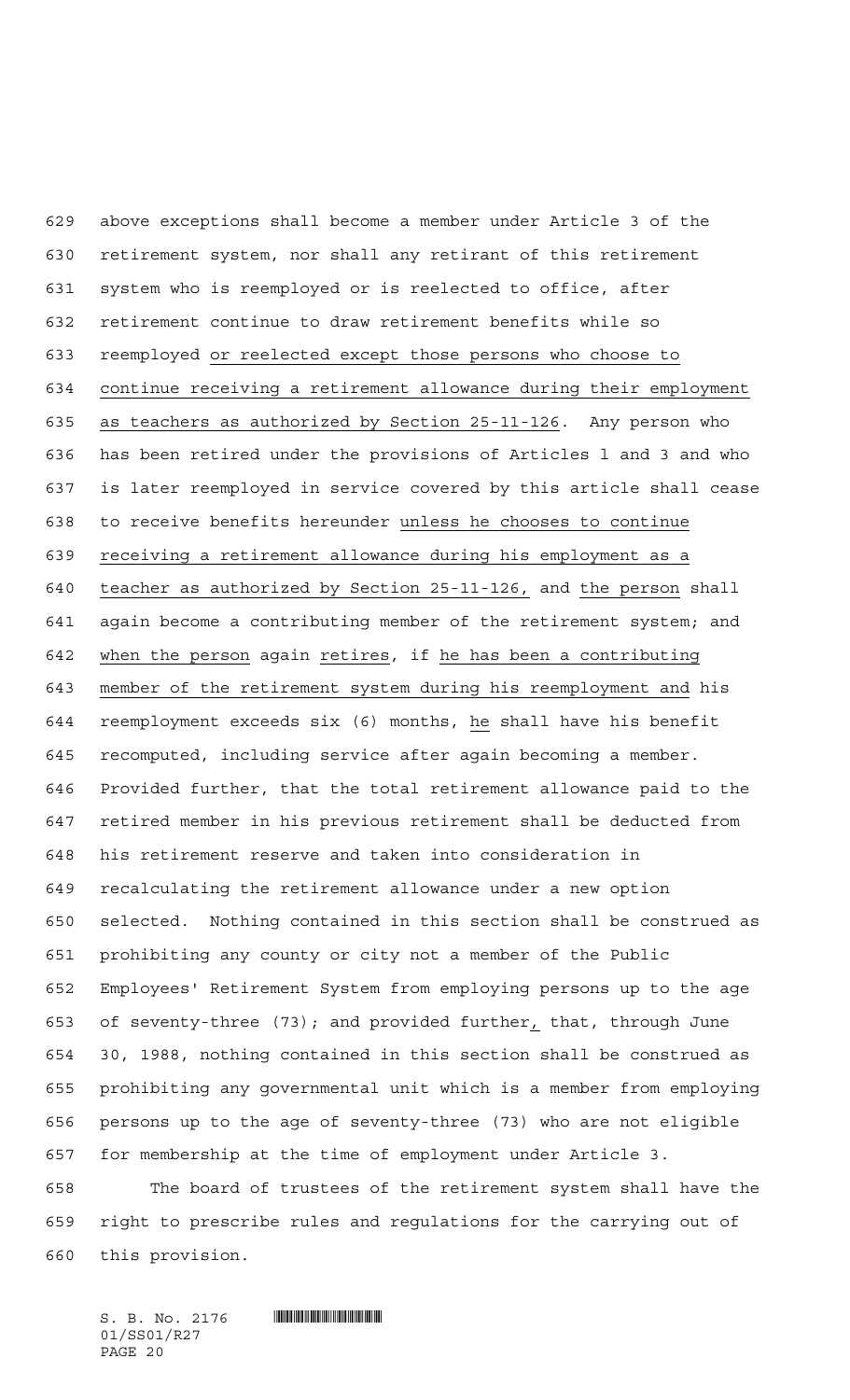above exceptions shall become a member under Article 3 of the retirement system, nor shall any retirant of this retirement system who is reemployed or is reelected to office, after retirement continue to draw retirement benefits while so reemployed or reelected except those persons who choose to continue receiving a retirement allowance during their employment as teachers as authorized by Section 25-11-126. Any person who has been retired under the provisions of Articles 1 and 3 and who is later reemployed in service covered by this article shall cease to receive benefits hereunder unless he chooses to continue receiving a retirement allowance during his employment as a teacher as authorized by Section 25-11-126, and the person shall again become a contributing member of the retirement system; and when the person again retires, if he has been a contributing member of the retirement system during his reemployment and his reemployment exceeds six (6) months, he shall have his benefit recomputed, including service after again becoming a member. Provided further, that the total retirement allowance paid to the retired member in his previous retirement shall be deducted from his retirement reserve and taken into consideration in recalculating the retirement allowance under a new option selected. Nothing contained in this section shall be construed as prohibiting any county or city not a member of the Public Employees' Retirement System from employing persons up to the age of seventy-three (73); and provided further, that, through June 30, 1988, nothing contained in this section shall be construed as prohibiting any governmental unit which is a member from employing persons up to the age of seventy-three (73) who are not eligible for membership at the time of employment under Article 3.

The board of trustees of the retirement system shall have the right to prescribe rules and regulations for the carrying out of this provision.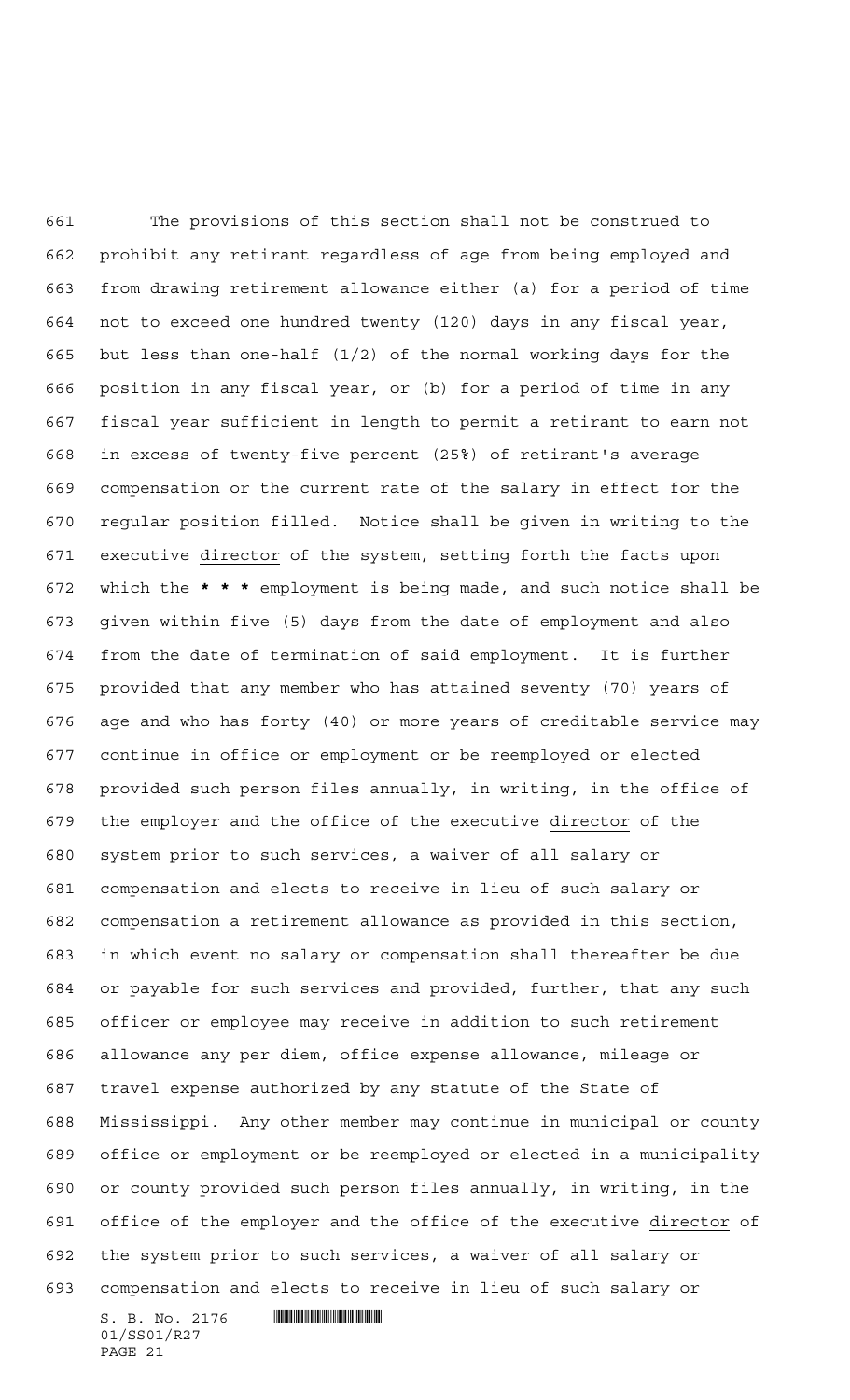The provisions of this section shall not be construed to prohibit any retirant regardless of age from being employed and from drawing retirement allowance either (a) for a period of time not to exceed one hundred twenty (120) days in any fiscal year, but less than one-half (1/2) of the normal working days for the position in any fiscal year, or (b) for a period of time in any fiscal year sufficient in length to permit a retirant to earn not in excess of twenty-five percent (25%) of retirant's average compensation or the current rate of the salary in effect for the regular position filled. Notice shall be given in writing to the executive director of the system, setting forth the facts upon which the * * * employment is being made, and such notice shall be given within five (5) days from the date of employment and also from the date of termination of said employment. It is further provided that any member who has attained seventy (70) years of age and who has forty (40) or more years of creditable service may continue in office or employment or be reemployed or elected provided such person files annually, in writing, in the office of the employer and the office of the executive director of the system prior to such services, a waiver of all salary or compensation and elects to receive in lieu of such salary or compensation a retirement allowance as provided in this section, in which event no salary or compensation shall thereafter be due or payable for such services and provided, further, that any such officer or employee may receive in addition to such retirement allowance any per diem, office expense allowance, mileage or travel expense authorized by any statute of the State of Mississippi. Any other member may continue in municipal or county office or employment or be reemployed or elected in a municipality or county provided such person files annually, in writing, in the office of the employer and the office of the executive director of the system prior to such services, a waiver of all salary or compensation and elects to receive in lieu of such salary or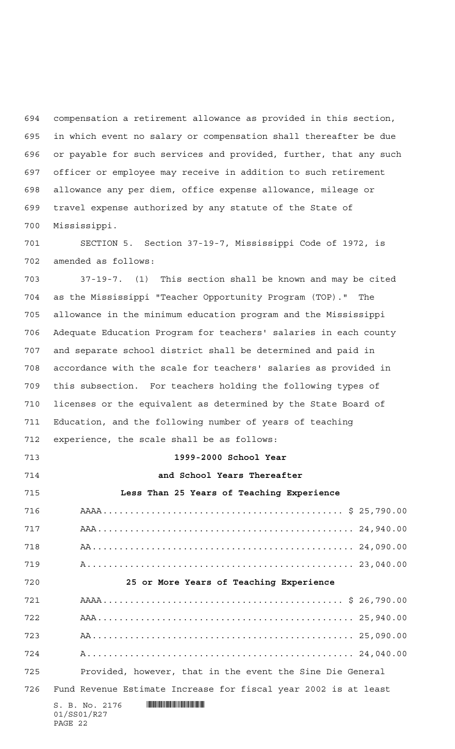compensation a retirement allowance as provided in this section, in which event no salary or compensation shall thereafter be due or payable for such services and provided, further, that any such officer or employee may receive in addition to such retirement allowance any per diem, office expense allowance, mileage or travel expense authorized by any statute of the State of Mississippi.

SECTION 5. Section 37-19-7, Mississippi Code of 1972, is amended as follows:

37-19-7. (1) This section shall be known and may be cited as the Mississippi "Teacher Opportunity Program (TOP)." The allowance in the minimum education program and the Mississippi Adequate Education Program for teachers' salaries in each county and separate school district shall be determined and paid in accordance with the scale for teachers' salaries as provided in this subsection. For teachers holding the following types of licenses or the equivalent as determined by the State Board of Education, and the following number of years of teaching experience, the scale shall be as follows:

**1999-2000 School Year**

**and School Years Thereafter**

**Less Than 25 Years of Teaching Experience**

| | |
|---|---|
| AAAA | $ 25,790.00 |
| AAA | 24,940.00 |
| AA | 24,090.00 |
| A | 23,040.00 |

**25 or More Years of Teaching Experience**

| | |
|---|---|
| AAAA | $ 26,790.00 |
| AAA | 25,940.00 |
| AA | 25,090.00 |
| A | 24,040.00 |

Provided, however, that in the event the Sine Die General Fund Revenue Estimate Increase for fiscal year 2002 is at least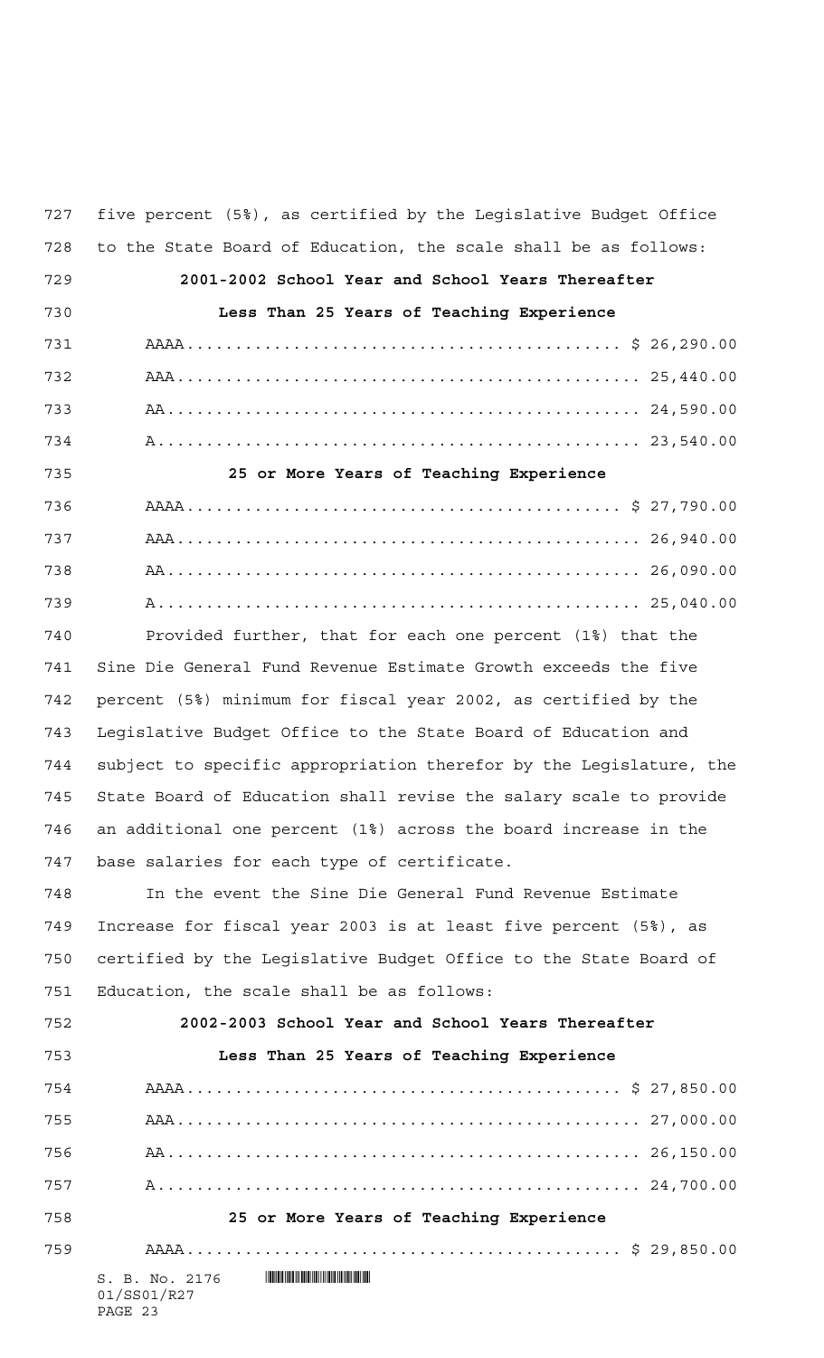five percent (5%), as certified by the Legislative Budget Office to the State Board of Education, the scale shall be as follows:

**2001-2002 School Year and School Years Thereafter**

**Less Than 25 Years of Teaching Experience**

| | |
|---|---|
| AAAA | $ 26,290.00 |
| AAA | 25,440.00 |
| AA | 24,590.00 |
| A | 23,540.00 |

**25 or More Years of Teaching Experience**

| | |
|---|---|
| AAAA | $ 27,790.00 |
| AAA | 26,940.00 |
| AA | 26,090.00 |
| A | 25,040.00 |

Provided further, that for each one percent (1%) that the Sine Die General Fund Revenue Estimate Growth exceeds the five percent (5%) minimum for fiscal year 2002, as certified by the Legislative Budget Office to the State Board of Education and subject to specific appropriation therefor by the Legislature, the State Board of Education shall revise the salary scale to provide an additional one percent (1%) across the board increase in the base salaries for each type of certificate.

In the event the Sine Die General Fund Revenue Estimate Increase for fiscal year 2003 is at least five percent (5%), as certified by the Legislative Budget Office to the State Board of Education, the scale shall be as follows:

**2002-2003 School Year and School Years Thereafter**

**Less Than 25 Years of Teaching Experience**

| | |
|---|---|
| AAAA | $ 27,850.00 |
| AAA | 27,000.00 |
| AA | 26,150.00 |
| A | 24,700.00 |

**25 or More Years of Teaching Experience**

| | |
|---|---|
| AAAA | $ 29,850.00 |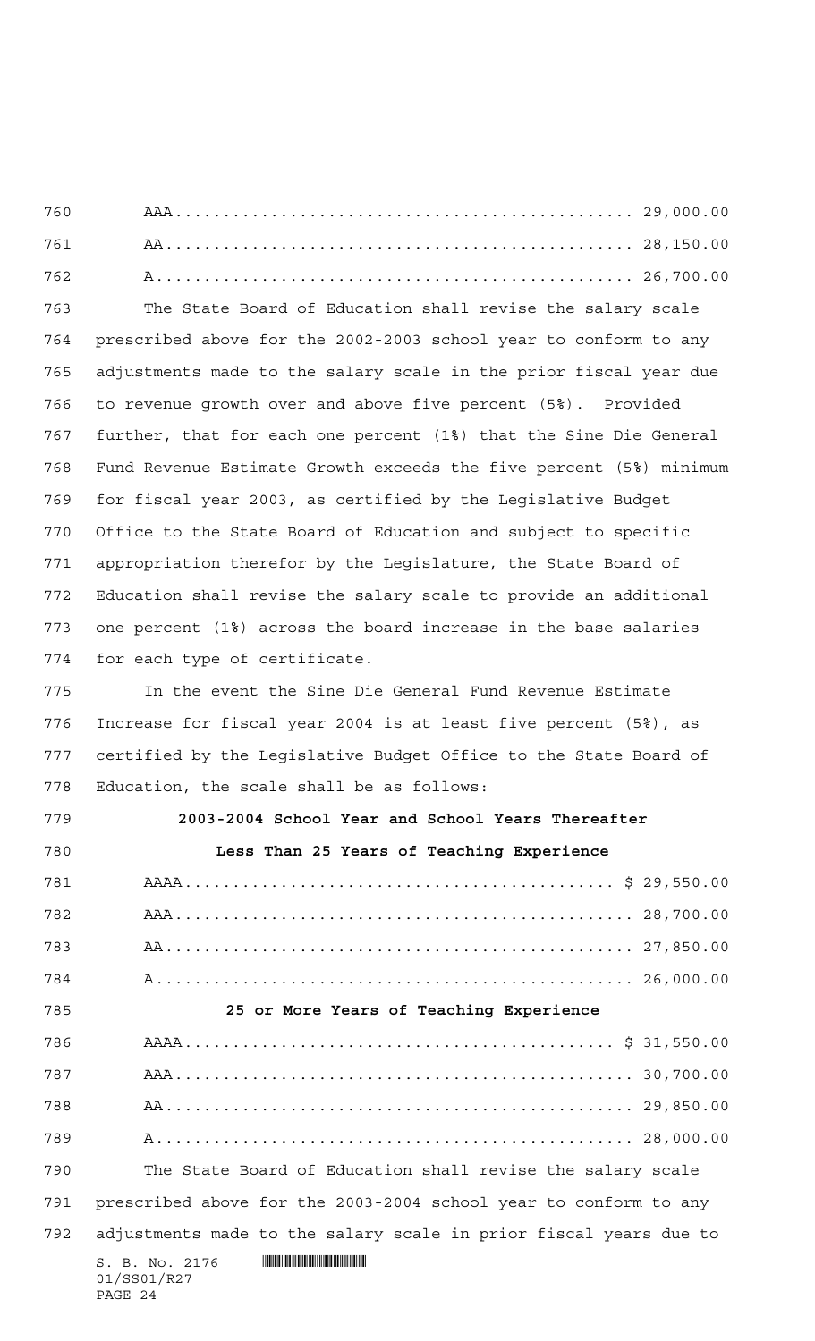| | |
|---|---|
| AAA | 29,000.00 |
| AA | 28,150.00 |
| A | 26,700.00 |

The State Board of Education shall revise the salary scale prescribed above for the 2002-2003 school year to conform to any adjustments made to the salary scale in the prior fiscal year due to revenue growth over and above five percent (5%). Provided further, that for each one percent (1%) that the Sine Die General Fund Revenue Estimate Growth exceeds the five percent (5%) minimum for fiscal year 2003, as certified by the Legislative Budget Office to the State Board of Education and subject to specific appropriation therefor by the Legislature, the State Board of Education shall revise the salary scale to provide an additional one percent (1%) across the board increase in the base salaries for each type of certificate.

In the event the Sine Die General Fund Revenue Estimate Increase for fiscal year 2004 is at least five percent (5%), as certified by the Legislative Budget Office to the State Board of Education, the scale shall be as follows:

**2003-2004 School Year and School Years Thereafter**

**Less Than 25 Years of Teaching Experience**

| | |
|---|---|
| AAAA | $ 29,550.00 |
| AAA | 28,700.00 |
| AA | 27,850.00 |
| A | 26,000.00 |

**25 or More Years of Teaching Experience**

| | |
|---|---|
| AAAA | $ 31,550.00 |
| AAA | 30,700.00 |
| AA | 29,850.00 |
| A | 28,000.00 |

The State Board of Education shall revise the salary scale prescribed above for the 2003-2004 school year to conform to any adjustments made to the salary scale in prior fiscal years due to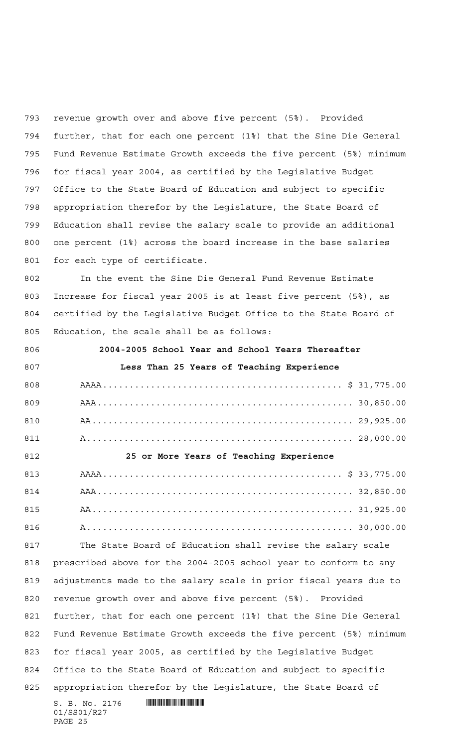revenue growth over and above five percent (5%). Provided further, that for each one percent (1%) that the Sine Die General Fund Revenue Estimate Growth exceeds the five percent (5%) minimum for fiscal year 2004, as certified by the Legislative Budget Office to the State Board of Education and subject to specific appropriation therefor by the Legislature, the State Board of Education shall revise the salary scale to provide an additional one percent (1%) across the board increase in the base salaries for each type of certificate.

In the event the Sine Die General Fund Revenue Estimate Increase for fiscal year 2005 is at least five percent (5%), as certified by the Legislative Budget Office to the State Board of Education, the scale shall be as follows:

**2004-2005 School Year and School Years Thereafter**

**Less Than 25 Years of Teaching Experience**

| | |
|---|---|
| AAAA | $ 31,775.00 |
| AAA | 30,850.00 |
| AA | 29,925.00 |
| A | 28,000.00 |

**25 or More Years of Teaching Experience**

| | |
|---|---|
| AAAA | $ 33,775.00 |
| AAA | 32,850.00 |
| AA | 31,925.00 |
| A | 30,000.00 |

The State Board of Education shall revise the salary scale prescribed above for the 2004-2005 school year to conform to any adjustments made to the salary scale in prior fiscal years due to revenue growth over and above five percent (5%). Provided further, that for each one percent (1%) that the Sine Die General Fund Revenue Estimate Growth exceeds the five percent (5%) minimum for fiscal year 2005, as certified by the Legislative Budget Office to the State Board of Education and subject to specific appropriation therefor by the Legislature, the State Board of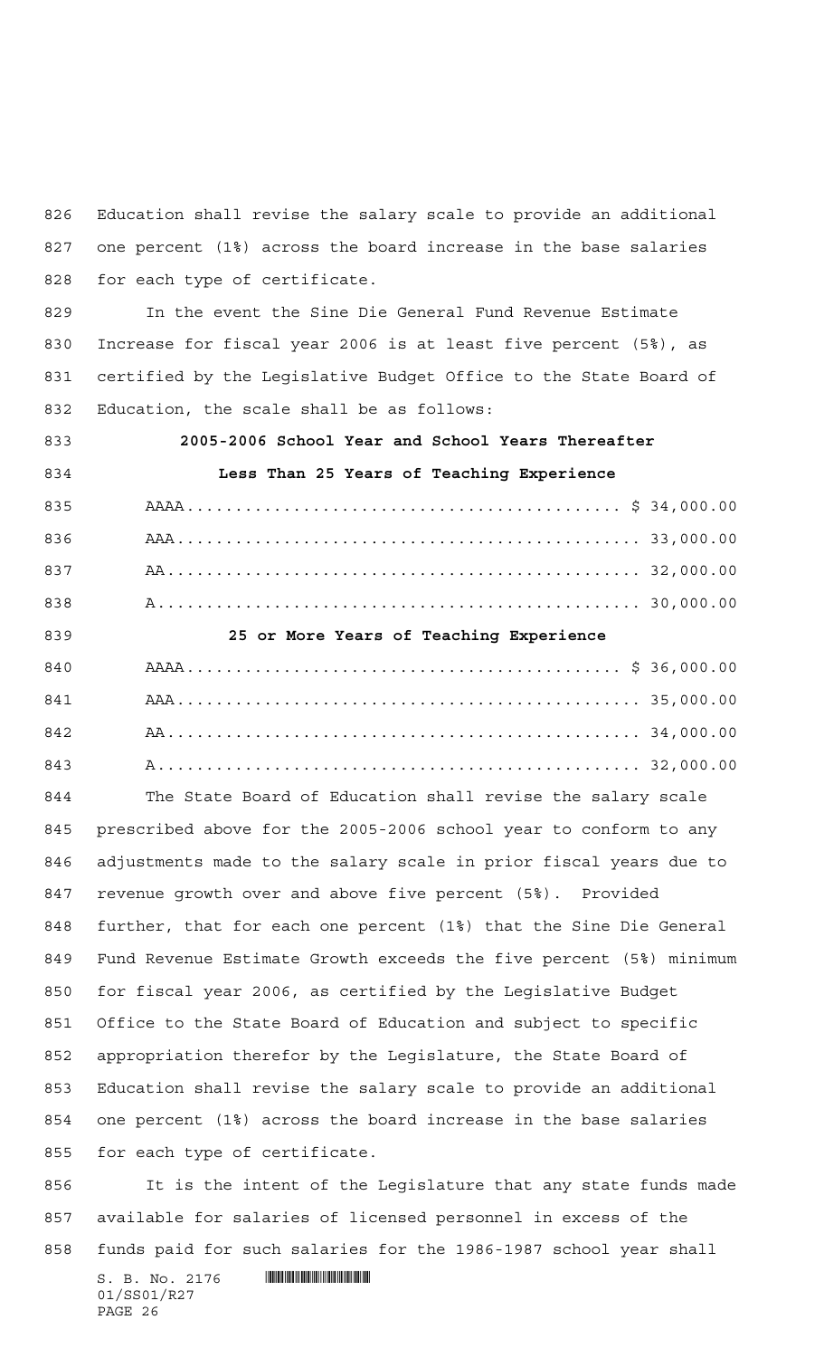Education shall revise the salary scale to provide an additional one percent (1%) across the board increase in the base salaries for each type of certificate.

In the event the Sine Die General Fund Revenue Estimate Increase for fiscal year 2006 is at least five percent (5%), as certified by the Legislative Budget Office to the State Board of Education, the scale shall be as follows:

**2005-2006 School Year and School Years Thereafter**

**Less Than 25 Years of Teaching Experience**

| | |
|---|---|
| AAAA | $ 34,000.00 |
| AAA | 33,000.00 |
| AA | 32,000.00 |
| A | 30,000.00 |

**25 or More Years of Teaching Experience**

| | |
|---|---|
| AAAA | $ 36,000.00 |
| AAA | 35,000.00 |
| AA | 34,000.00 |
| A | 32,000.00 |

The State Board of Education shall revise the salary scale prescribed above for the 2005-2006 school year to conform to any adjustments made to the salary scale in prior fiscal years due to revenue growth over and above five percent (5%). Provided further, that for each one percent (1%) that the Sine Die General Fund Revenue Estimate Growth exceeds the five percent (5%) minimum for fiscal year 2006, as certified by the Legislative Budget Office to the State Board of Education and subject to specific appropriation therefor by the Legislature, the State Board of Education shall revise the salary scale to provide an additional one percent (1%) across the board increase in the base salaries for each type of certificate.

It is the intent of the Legislature that any state funds made available for salaries of licensed personnel in excess of the funds paid for such salaries for the 1986-1987 school year shall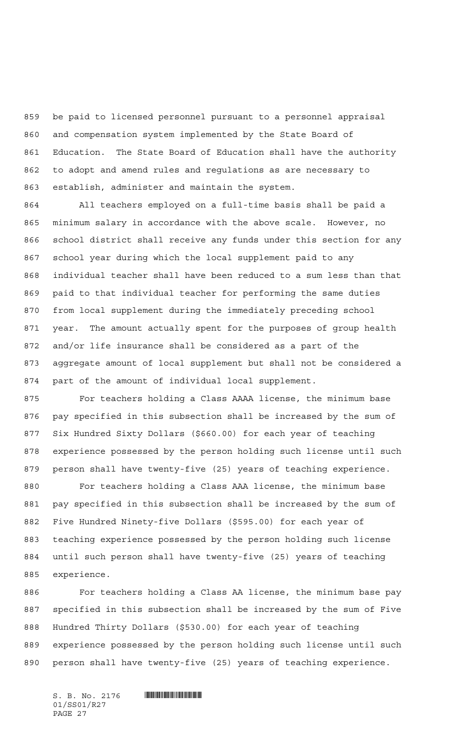be paid to licensed personnel pursuant to a personnel appraisal and compensation system implemented by the State Board of Education. The State Board of Education shall have the authority to adopt and amend rules and regulations as are necessary to establish, administer and maintain the system.

All teachers employed on a full-time basis shall be paid a minimum salary in accordance with the above scale. However, no school district shall receive any funds under this section for any school year during which the local supplement paid to any individual teacher shall have been reduced to a sum less than that paid to that individual teacher for performing the same duties from local supplement during the immediately preceding school year. The amount actually spent for the purposes of group health and/or life insurance shall be considered as a part of the aggregate amount of local supplement but shall not be considered a part of the amount of individual local supplement.

For teachers holding a Class AAAA license, the minimum base pay specified in this subsection shall be increased by the sum of Six Hundred Sixty Dollars ($660.00) for each year of teaching experience possessed by the person holding such license until such person shall have twenty-five (25) years of teaching experience.

For teachers holding a Class AAA license, the minimum base pay specified in this subsection shall be increased by the sum of Five Hundred Ninety-five Dollars ($595.00) for each year of teaching experience possessed by the person holding such license until such person shall have twenty-five (25) years of teaching experience.

For teachers holding a Class AA license, the minimum base pay specified in this subsection shall be increased by the sum of Five Hundred Thirty Dollars ($530.00) for each year of teaching experience possessed by the person holding such license until such person shall have twenty-five (25) years of teaching experience.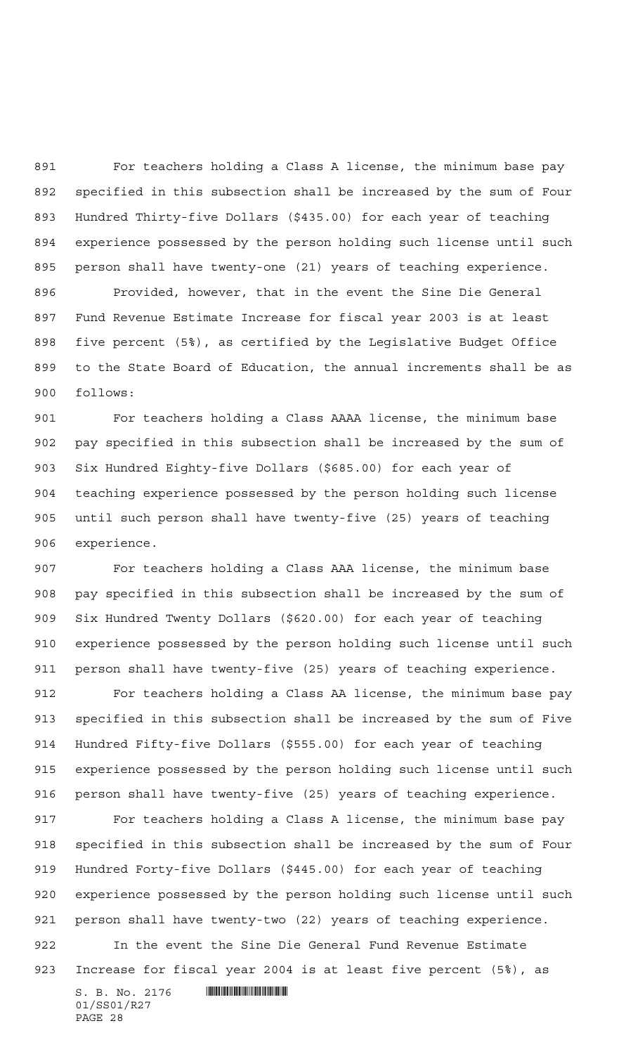For teachers holding a Class A license, the minimum base pay specified in this subsection shall be increased by the sum of Four Hundred Thirty-five Dollars ($435.00) for each year of teaching experience possessed by the person holding such license until such person shall have twenty-one (21) years of teaching experience.

Provided, however, that in the event the Sine Die General Fund Revenue Estimate Increase for fiscal year 2003 is at least five percent (5%), as certified by the Legislative Budget Office to the State Board of Education, the annual increments shall be as follows:

For teachers holding a Class AAAA license, the minimum base pay specified in this subsection shall be increased by the sum of Six Hundred Eighty-five Dollars ($685.00) for each year of teaching experience possessed by the person holding such license until such person shall have twenty-five (25) years of teaching experience.

For teachers holding a Class AAA license, the minimum base pay specified in this subsection shall be increased by the sum of Six Hundred Twenty Dollars ($620.00) for each year of teaching experience possessed by the person holding such license until such person shall have twenty-five (25) years of teaching experience.

For teachers holding a Class AA license, the minimum base pay specified in this subsection shall be increased by the sum of Five Hundred Fifty-five Dollars ($555.00) for each year of teaching experience possessed by the person holding such license until such person shall have twenty-five (25) years of teaching experience.

For teachers holding a Class A license, the minimum base pay specified in this subsection shall be increased by the sum of Four Hundred Forty-five Dollars ($445.00) for each year of teaching experience possessed by the person holding such license until such person shall have twenty-two (22) years of teaching experience.

In the event the Sine Die General Fund Revenue Estimate Increase for fiscal year 2004 is at least five percent (5%), as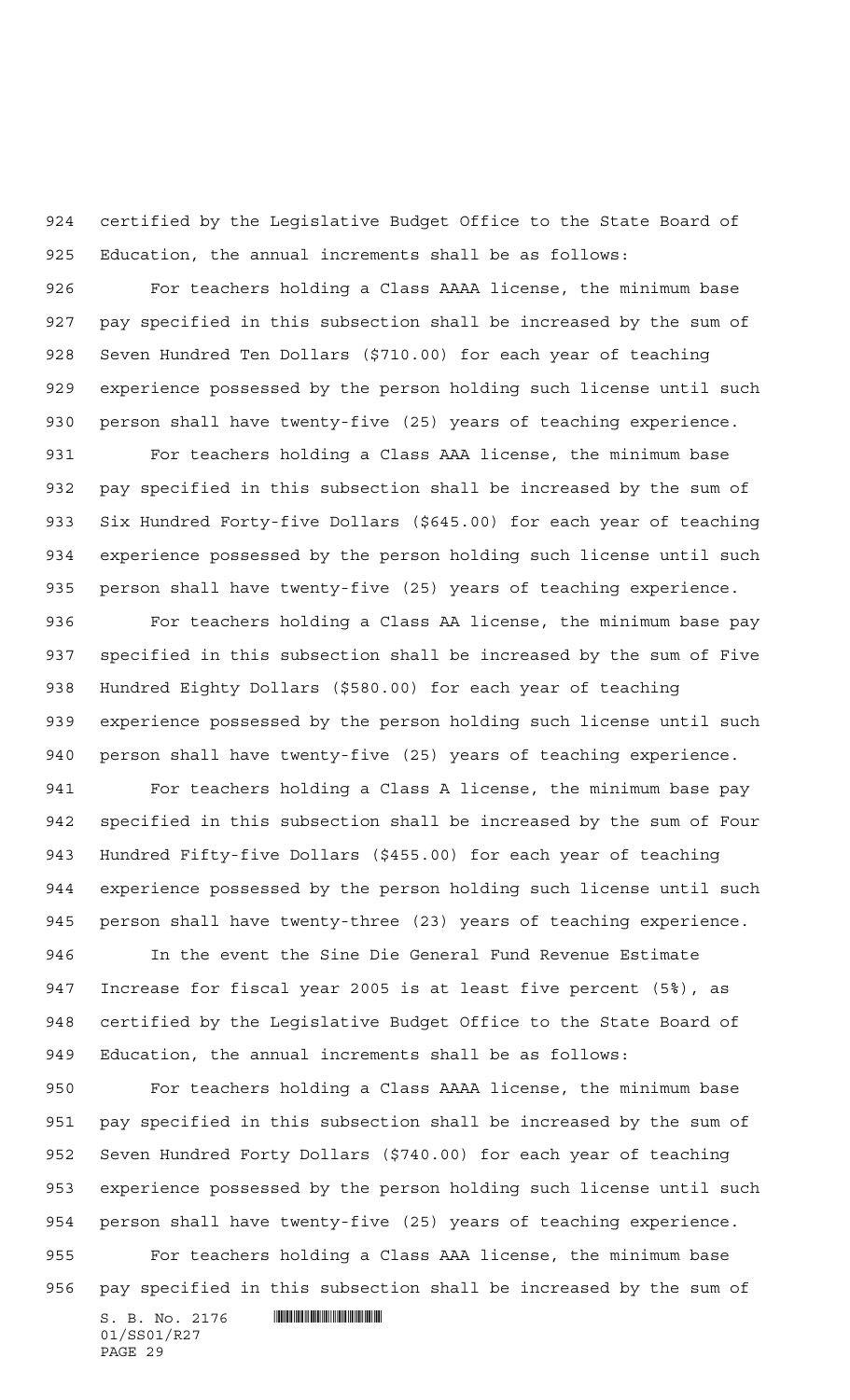certified by the Legislative Budget Office to the State Board of Education, the annual increments shall be as follows:

For teachers holding a Class AAAA license, the minimum base pay specified in this subsection shall be increased by the sum of Seven Hundred Ten Dollars ($710.00) for each year of teaching experience possessed by the person holding such license until such person shall have twenty-five (25) years of teaching experience.

For teachers holding a Class AAA license, the minimum base pay specified in this subsection shall be increased by the sum of Six Hundred Forty-five Dollars ($645.00) for each year of teaching experience possessed by the person holding such license until such person shall have twenty-five (25) years of teaching experience.

For teachers holding a Class AA license, the minimum base pay specified in this subsection shall be increased by the sum of Five Hundred Eighty Dollars ($580.00) for each year of teaching experience possessed by the person holding such license until such person shall have twenty-five (25) years of teaching experience.

For teachers holding a Class A license, the minimum base pay specified in this subsection shall be increased by the sum of Four Hundred Fifty-five Dollars ($455.00) for each year of teaching experience possessed by the person holding such license until such person shall have twenty-three (23) years of teaching experience.

In the event the Sine Die General Fund Revenue Estimate Increase for fiscal year 2005 is at least five percent (5%), as certified by the Legislative Budget Office to the State Board of Education, the annual increments shall be as follows:

For teachers holding a Class AAAA license, the minimum base pay specified in this subsection shall be increased by the sum of Seven Hundred Forty Dollars ($740.00) for each year of teaching experience possessed by the person holding such license until such person shall have twenty-five (25) years of teaching experience.

For teachers holding a Class AAA license, the minimum base pay specified in this subsection shall be increased by the sum of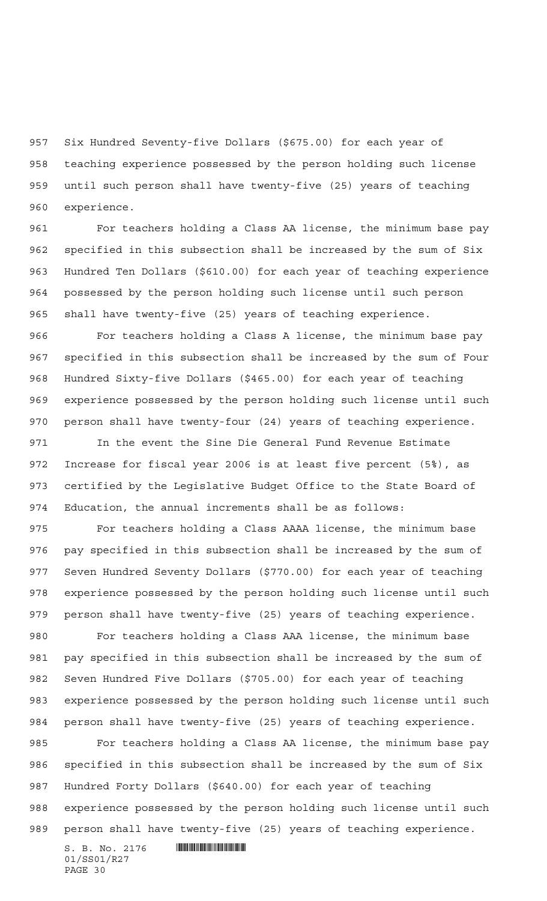Six Hundred Seventy-five Dollars ($675.00) for each year of teaching experience possessed by the person holding such license until such person shall have twenty-five (25) years of teaching experience.

For teachers holding a Class AA license, the minimum base pay specified in this subsection shall be increased by the sum of Six Hundred Ten Dollars ($610.00) for each year of teaching experience possessed by the person holding such license until such person shall have twenty-five (25) years of teaching experience.

For teachers holding a Class A license, the minimum base pay specified in this subsection shall be increased by the sum of Four Hundred Sixty-five Dollars ($465.00) for each year of teaching experience possessed by the person holding such license until such person shall have twenty-four (24) years of teaching experience.

In the event the Sine Die General Fund Revenue Estimate Increase for fiscal year 2006 is at least five percent (5%), as certified by the Legislative Budget Office to the State Board of Education, the annual increments shall be as follows:

For teachers holding a Class AAAA license, the minimum base pay specified in this subsection shall be increased by the sum of Seven Hundred Seventy Dollars ($770.00) for each year of teaching experience possessed by the person holding such license until such person shall have twenty-five (25) years of teaching experience.

For teachers holding a Class AAA license, the minimum base pay specified in this subsection shall be increased by the sum of Seven Hundred Five Dollars ($705.00) for each year of teaching experience possessed by the person holding such license until such person shall have twenty-five (25) years of teaching experience.

For teachers holding a Class AA license, the minimum base pay specified in this subsection shall be increased by the sum of Six Hundred Forty Dollars ($640.00) for each year of teaching experience possessed by the person holding such license until such person shall have twenty-five (25) years of teaching experience.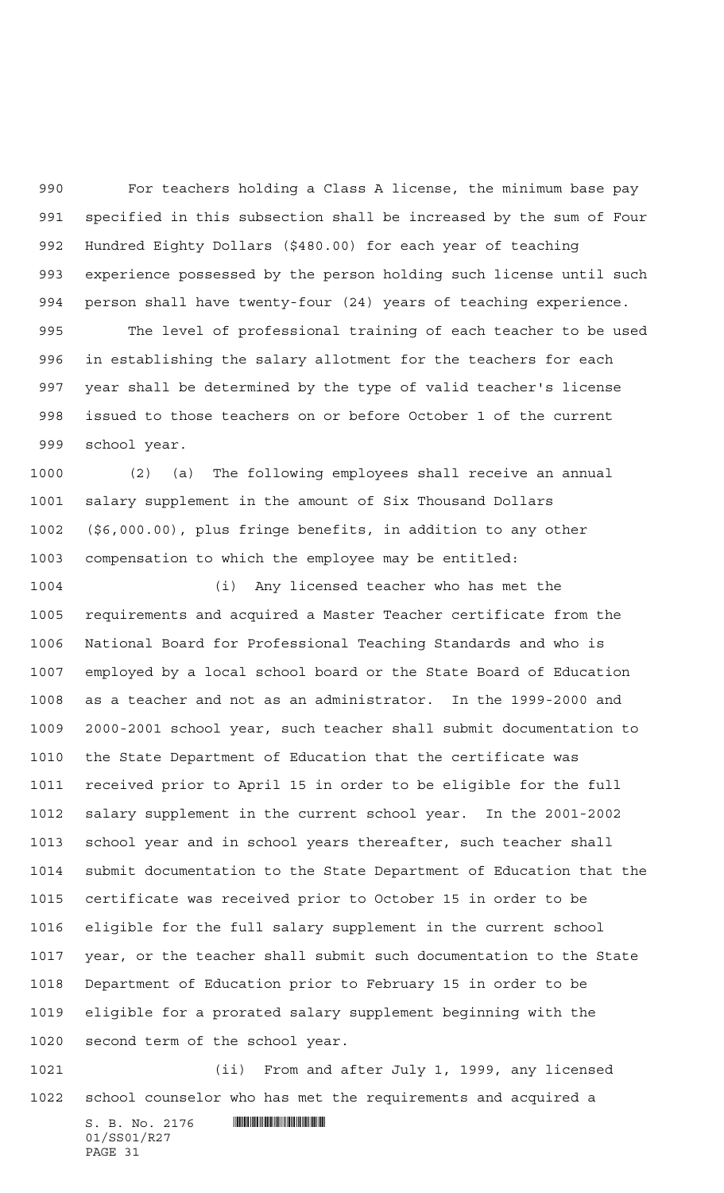For teachers holding a Class A license, the minimum base pay specified in this subsection shall be increased by the sum of Four Hundred Eighty Dollars ($480.00) for each year of teaching experience possessed by the person holding such license until such person shall have twenty-four (24) years of teaching experience.

The level of professional training of each teacher to be used in establishing the salary allotment for the teachers for each year shall be determined by the type of valid teacher's license issued to those teachers on or before October 1 of the current school year.

(2) (a) The following employees shall receive an annual salary supplement in the amount of Six Thousand Dollars ($6,000.00), plus fringe benefits, in addition to any other compensation to which the employee may be entitled:

(i) Any licensed teacher who has met the requirements and acquired a Master Teacher certificate from the National Board for Professional Teaching Standards and who is employed by a local school board or the State Board of Education as a teacher and not as an administrator. In the 1999-2000 and 2000-2001 school year, such teacher shall submit documentation to the State Department of Education that the certificate was received prior to April 15 in order to be eligible for the full salary supplement in the current school year. In the 2001-2002 school year and in school years thereafter, such teacher shall submit documentation to the State Department of Education that the certificate was received prior to October 15 in order to be eligible for the full salary supplement in the current school year, or the teacher shall submit such documentation to the State Department of Education prior to February 15 in order to be eligible for a prorated salary supplement beginning with the second term of the school year.

(ii) From and after July 1, 1999, any licensed school counselor who has met the requirements and acquired a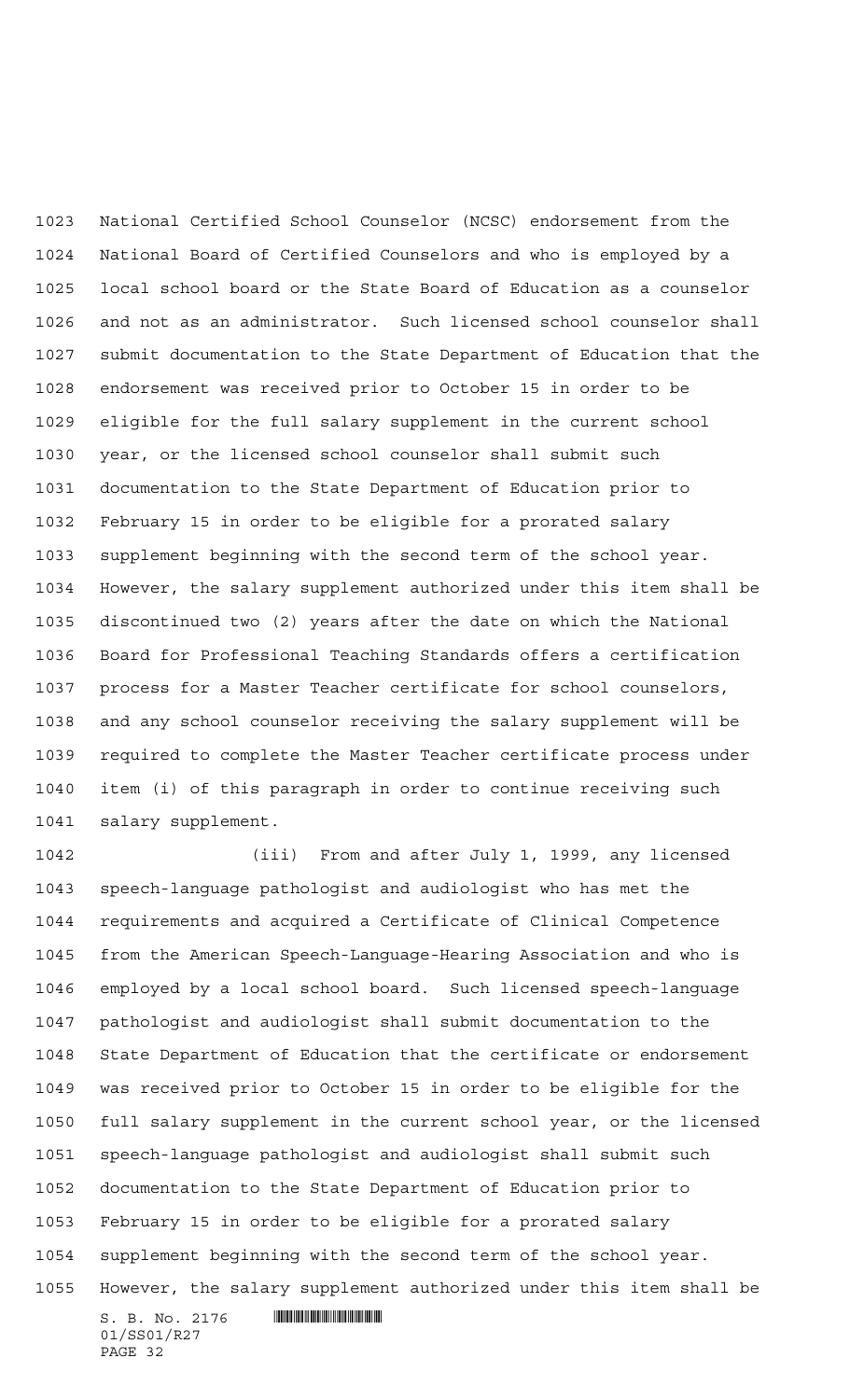National Certified School Counselor (NCSC) endorsement from the National Board of Certified Counselors and who is employed by a local school board or the State Board of Education as a counselor and not as an administrator. Such licensed school counselor shall submit documentation to the State Department of Education that the endorsement was received prior to October 15 in order to be eligible for the full salary supplement in the current school year, or the licensed school counselor shall submit such documentation to the State Department of Education prior to February 15 in order to be eligible for a prorated salary supplement beginning with the second term of the school year. However, the salary supplement authorized under this item shall be discontinued two (2) years after the date on which the National Board for Professional Teaching Standards offers a certification process for a Master Teacher certificate for school counselors, and any school counselor receiving the salary supplement will be required to complete the Master Teacher certificate process under item (i) of this paragraph in order to continue receiving such salary supplement.

(iii) From and after July 1, 1999, any licensed speech-language pathologist and audiologist who has met the requirements and acquired a Certificate of Clinical Competence from the American Speech-Language-Hearing Association and who is employed by a local school board. Such licensed speech-language pathologist and audiologist shall submit documentation to the State Department of Education that the certificate or endorsement was received prior to October 15 in order to be eligible for the full salary supplement in the current school year, or the licensed speech-language pathologist and audiologist shall submit such documentation to the State Department of Education prior to February 15 in order to be eligible for a prorated salary supplement beginning with the second term of the school year. However, the salary supplement authorized under this item shall be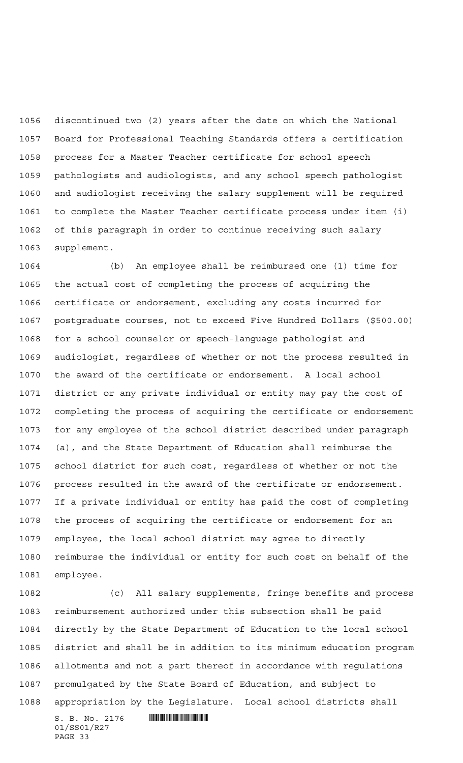discontinued two (2) years after the date on which the National Board for Professional Teaching Standards offers a certification process for a Master Teacher certificate for school speech pathologists and audiologists, and any school speech pathologist and audiologist receiving the salary supplement will be required to complete the Master Teacher certificate process under item (i) of this paragraph in order to continue receiving such salary supplement.

(b) An employee shall be reimbursed one (1) time for the actual cost of completing the process of acquiring the certificate or endorsement, excluding any costs incurred for postgraduate courses, not to exceed Five Hundred Dollars ($500.00) for a school counselor or speech-language pathologist and audiologist, regardless of whether or not the process resulted in the award of the certificate or endorsement. A local school district or any private individual or entity may pay the cost of completing the process of acquiring the certificate or endorsement for any employee of the school district described under paragraph (a), and the State Department of Education shall reimburse the school district for such cost, regardless of whether or not the process resulted in the award of the certificate or endorsement. If a private individual or entity has paid the cost of completing the process of acquiring the certificate or endorsement for an employee, the local school district may agree to directly reimburse the individual or entity for such cost on behalf of the employee.

(c) All salary supplements, fringe benefits and process reimbursement authorized under this subsection shall be paid directly by the State Department of Education to the local school district and shall be in addition to its minimum education program allotments and not a part thereof in accordance with regulations promulgated by the State Board of Education, and subject to appropriation by the Legislature. Local school districts shall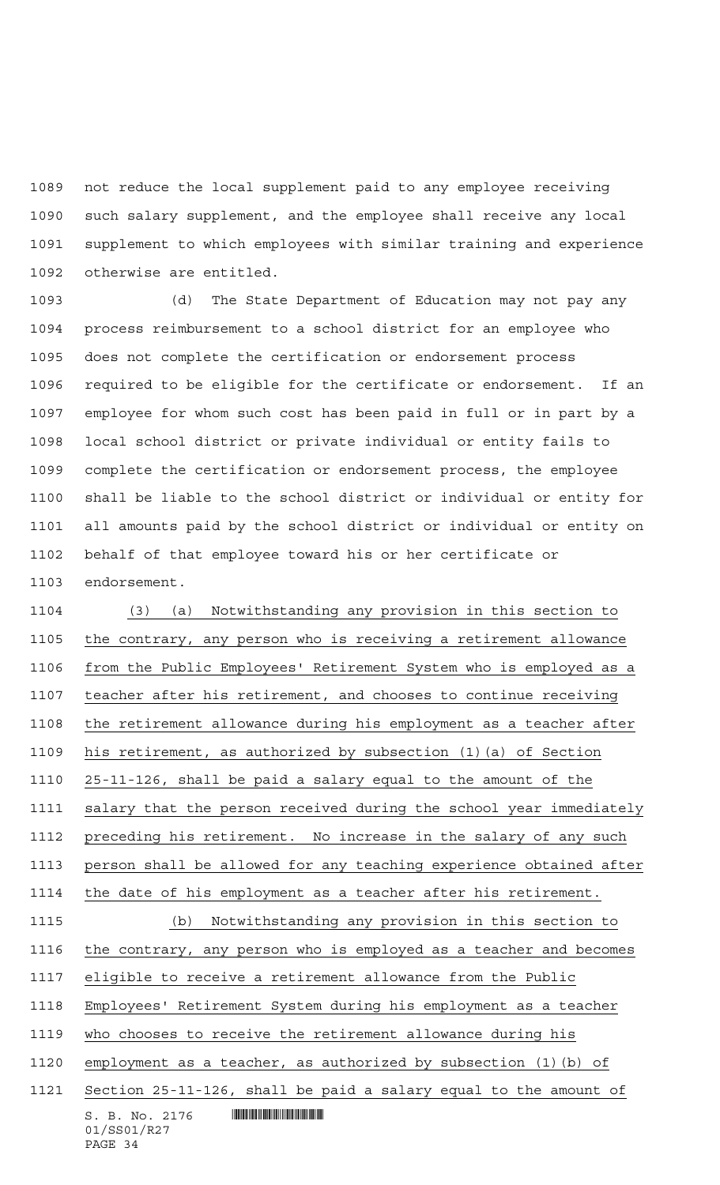not reduce the local supplement paid to any employee receiving such salary supplement, and the employee shall receive any local supplement to which employees with similar training and experience otherwise are entitled.

(d) The State Department of Education may not pay any process reimbursement to a school district for an employee who does not complete the certification or endorsement process required to be eligible for the certificate or endorsement. If an employee for whom such cost has been paid in full or in part by a local school district or private individual or entity fails to complete the certification or endorsement process, the employee shall be liable to the school district or individual or entity for all amounts paid by the school district or individual or entity on behalf of that employee toward his or her certificate or endorsement.

(3) (a) Notwithstanding any provision in this section to the contrary, any person who is receiving a retirement allowance from the Public Employees' Retirement System who is employed as a teacher after his retirement, and chooses to continue receiving the retirement allowance during his employment as a teacher after his retirement, as authorized by subsection (1)(a) of Section 25-11-126, shall be paid a salary equal to the amount of the salary that the person received during the school year immediately preceding his retirement. No increase in the salary of any such person shall be allowed for any teaching experience obtained after the date of his employment as a teacher after his retirement.

(b) Notwithstanding any provision in this section to the contrary, any person who is employed as a teacher and becomes eligible to receive a retirement allowance from the Public Employees' Retirement System during his employment as a teacher who chooses to receive the retirement allowance during his employment as a teacher, as authorized by subsection (1)(b) of Section 25-11-126, shall be paid a salary equal to the amount of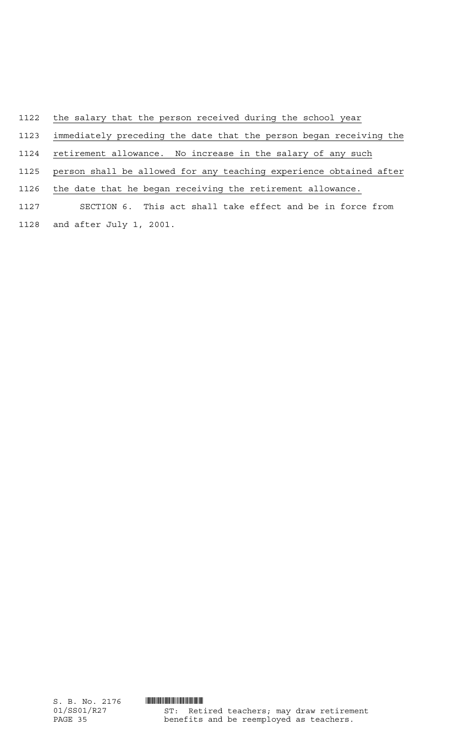the salary that the person received during the school year immediately preceding the date that the person began receiving the retirement allowance. No increase in the salary of any such person shall be allowed for any teaching experience obtained after the date that he began receiving the retirement allowance.

SECTION 6. This act shall take effect and be in force from and after July 1, 2001.